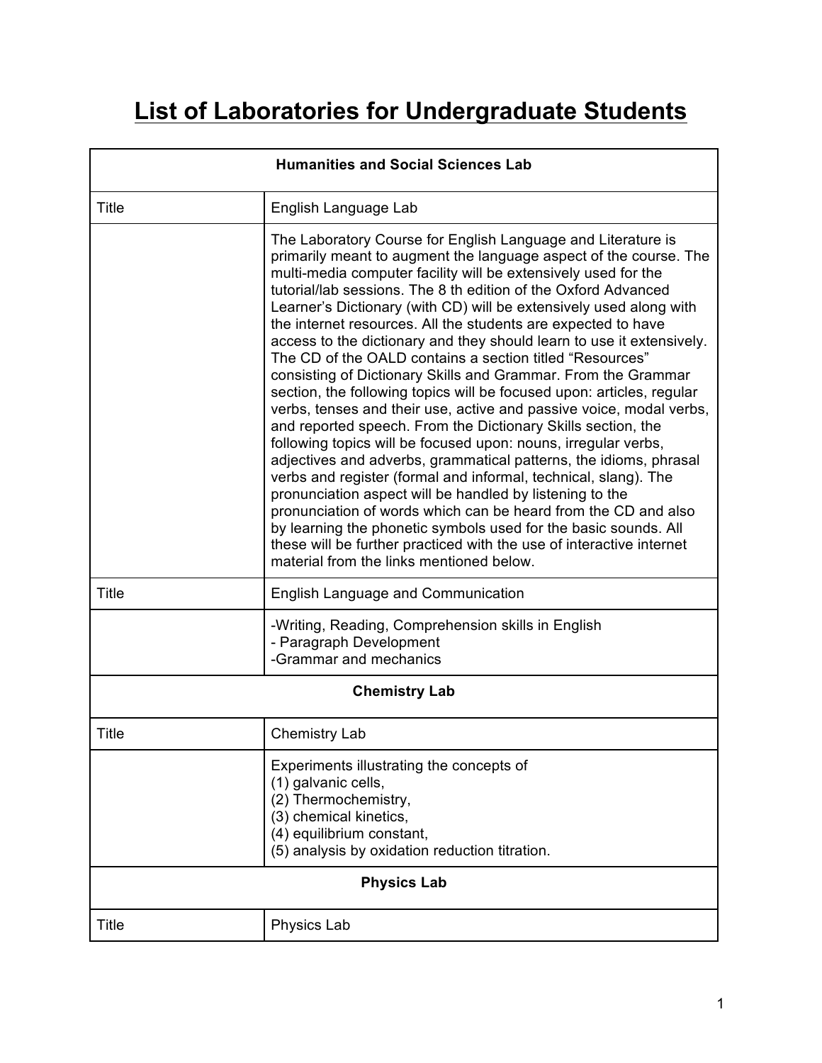# List of Laboratories for Undergraduate Students

| Humanities and Social Sciences Lab | |
|---|---|
| Title | English Language Lab |
| | The Laboratory Course for English Language and Literature is primarily meant to augment the language aspect of the course. The multi-media computer facility will be extensively used for the tutorial/lab sessions. The 8 th edition of the Oxford Advanced Learner's Dictionary (with CD) will be extensively used along with the internet resources. All the students are expected to have access to the dictionary and they should learn to use it extensively. The CD of the OALD contains a section titled "Resources" consisting of Dictionary Skills and Grammar. From the Grammar section, the following topics will be focused upon: articles, regular verbs, tenses and their use, active and passive voice, modal verbs, and reported speech. From the Dictionary Skills section, the following topics will be focused upon: nouns, irregular verbs, adjectives and adverbs, grammatical patterns, the idioms, phrasal verbs and register (formal and informal, technical, slang). The pronunciation aspect will be handled by listening to the pronunciation of words which can be heard from the CD and also by learning the phonetic symbols used for the basic sounds. All these will be further practiced with the use of interactive internet material from the links mentioned below. |
| Title | English Language and Communication |
| | -Writing, Reading, Comprehension skills in English<br>- Paragraph Development<br>-Grammar and mechanics |
| **Chemistry Lab** | |
| Title | Chemistry Lab |
| | Experiments illustrating the concepts of<br>(1) galvanic cells,<br>(2) Thermochemistry,<br>(3) chemical kinetics,<br>(4) equilibrium constant,<br>(5) analysis by oxidation reduction titration. |
| **Physics Lab** | |
| Title | Physics Lab |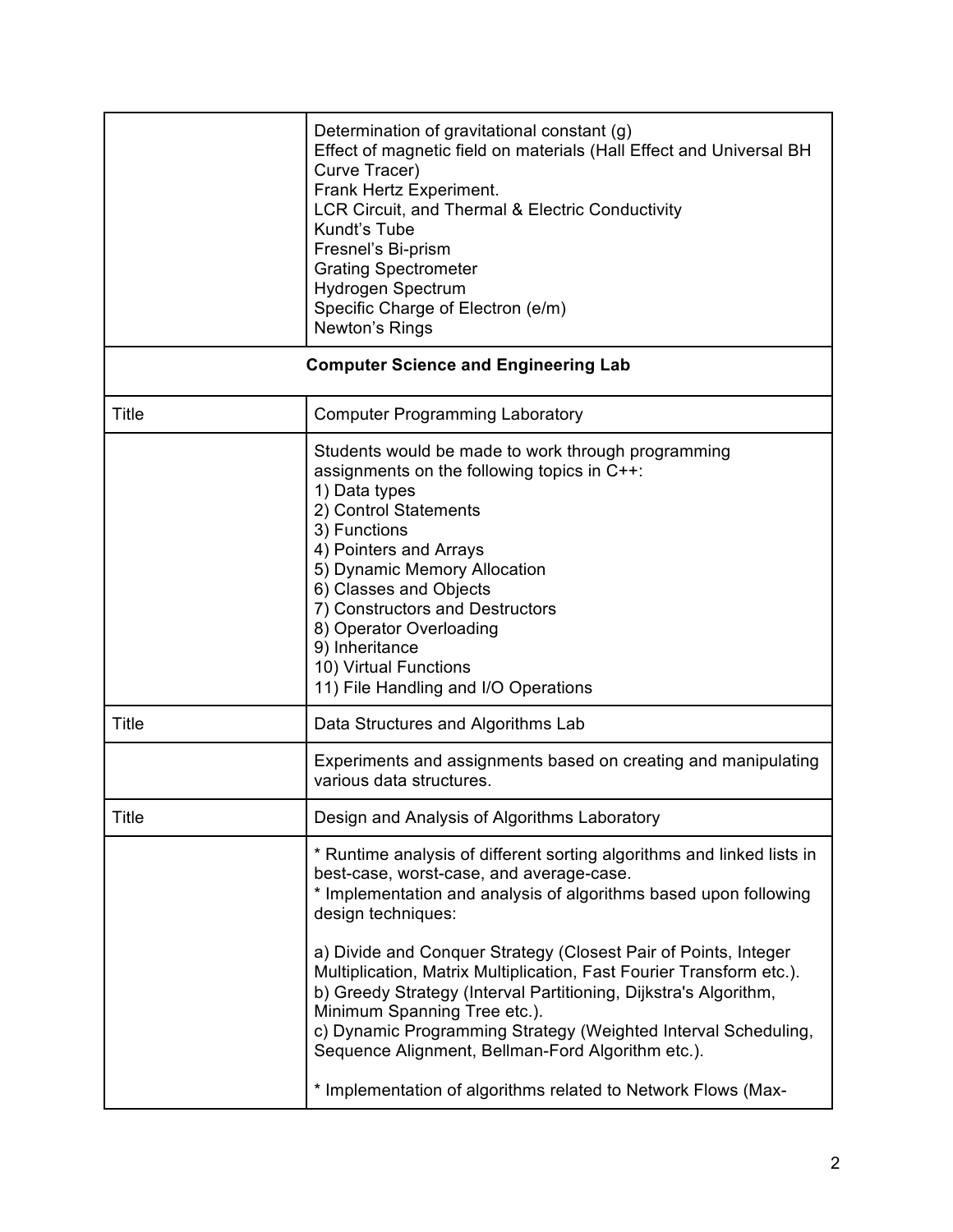| | |
|---|---|
| | Determination of gravitational constant (g)<br>Effect of magnetic field on materials (Hall Effect and Universal BH Curve Tracer)<br>Frank Hertz Experiment.<br>LCR Circuit, and Thermal & Electric Conductivity<br>Kundt's Tube<br>Fresnel's Bi-prism<br>Grating Spectrometer<br>Hydrogen Spectrum<br>Specific Charge of Electron (e/m)<br>Newton's Rings |
| **Computer Science and Engineering Lab** | |
| Title | Computer Programming Laboratory |
| | Students would be made to work through programming assignments on the following topics in C++:<br>1) Data types<br>2) Control Statements<br>3) Functions<br>4) Pointers and Arrays<br>5) Dynamic Memory Allocation<br>6) Classes and Objects<br>7) Constructors and Destructors<br>8) Operator Overloading<br>9) Inheritance<br>10) Virtual Functions<br>11) File Handling and I/O Operations |
| Title | Data Structures and Algorithms Lab |
| | Experiments and assignments based on creating and manipulating various data structures. |
| Title | Design and Analysis of Algorithms Laboratory |
| | * Runtime analysis of different sorting algorithms and linked lists in best-case, worst-case, and average-case.<br>* Implementation and analysis of algorithms based upon following design techniques:<br><br>a) Divide and Conquer Strategy (Closest Pair of Points, Integer Multiplication, Matrix Multiplication, Fast Fourier Transform etc.).<br>b) Greedy Strategy (Interval Partitioning, Dijkstra's Algorithm, Minimum Spanning Tree etc.).<br>c) Dynamic Programming Strategy (Weighted Interval Scheduling, Sequence Alignment, Bellman-Ford Algorithm etc.).<br><br>* Implementation of algorithms related to Network Flows (Max- |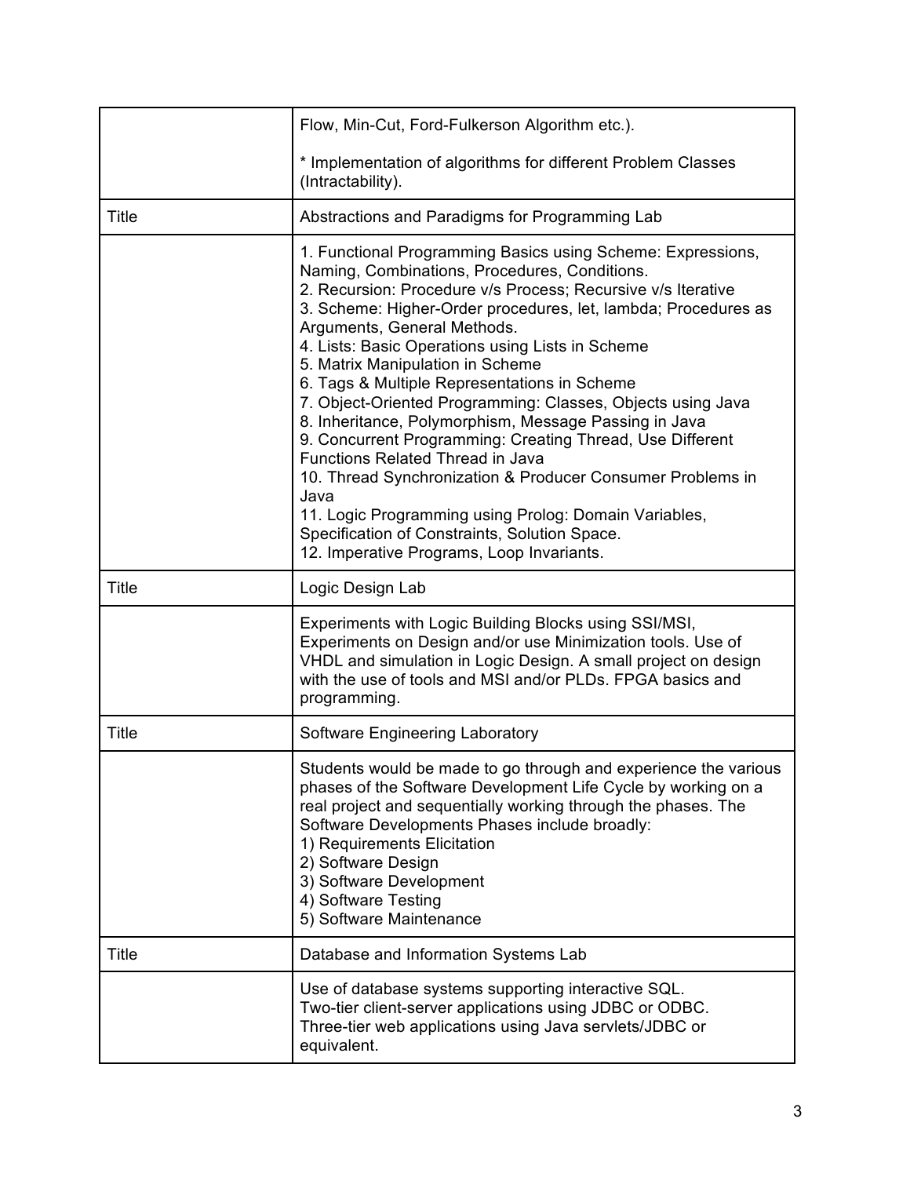| | |
|---|---|
| | Flow, Min-Cut, Ford-Fulkerson Algorithm etc.).<br><br>* Implementation of algorithms for different Problem Classes (Intractability). |
| Title | Abstractions and Paradigms for Programming Lab |
| | 1. Functional Programming Basics using Scheme: Expressions, Naming, Combinations, Procedures, Conditions.<br>2. Recursion: Procedure v/s Process; Recursive v/s Iterative<br>3. Scheme: Higher-Order procedures, let, lambda; Procedures as Arguments, General Methods.<br>4. Lists: Basic Operations using Lists in Scheme<br>5. Matrix Manipulation in Scheme<br>6. Tags & Multiple Representations in Scheme<br>7. Object-Oriented Programming: Classes, Objects using Java<br>8. Inheritance, Polymorphism, Message Passing in Java<br>9. Concurrent Programming: Creating Thread, Use Different Functions Related Thread in Java<br>10. Thread Synchronization & Producer Consumer Problems in Java<br>11. Logic Programming using Prolog: Domain Variables, Specification of Constraints, Solution Space.<br>12. Imperative Programs, Loop Invariants. |
| Title | Logic Design Lab |
| | Experiments with Logic Building Blocks using SSI/MSI, Experiments on Design and/or use Minimization tools. Use of VHDL and simulation in Logic Design. A small project on design with the use of tools and MSI and/or PLDs. FPGA basics and programming. |
| Title | Software Engineering Laboratory |
| | Students would be made to go through and experience the various phases of the Software Development Life Cycle by working on a real project and sequentially working through the phases. The Software Developments Phases include broadly:<br>1) Requirements Elicitation<br>2) Software Design<br>3) Software Development<br>4) Software Testing<br>5) Software Maintenance |
| Title | Database and Information Systems Lab |
| | Use of database systems supporting interactive SQL.<br>Two-tier client-server applications using JDBC or ODBC.<br>Three-tier web applications using Java servlets/JDBC or equivalent. |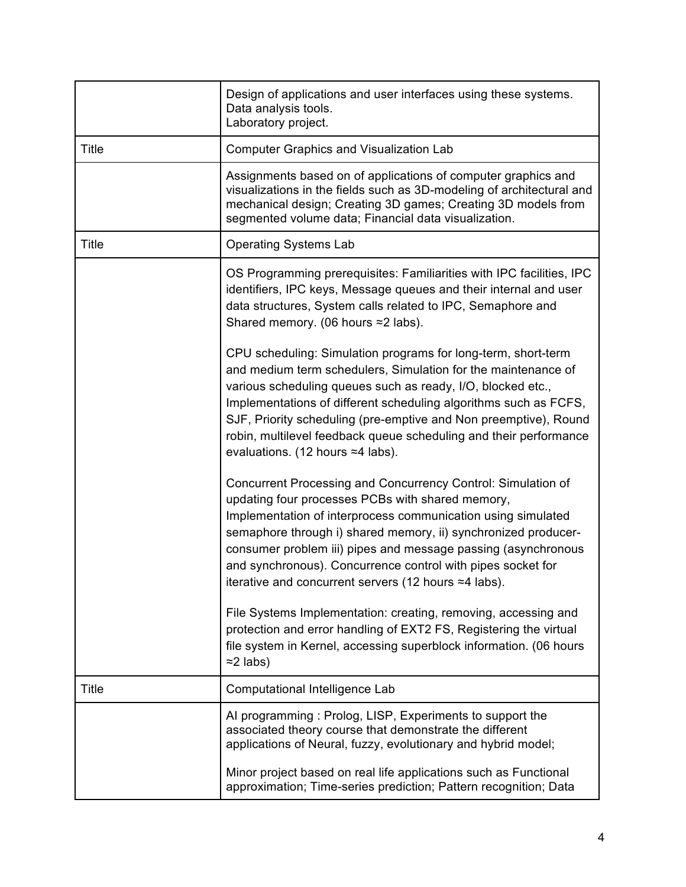| | |
|---|---|
| | Design of applications and user interfaces using these systems.<br>Data analysis tools.<br>Laboratory project. |
| Title | Computer Graphics and Visualization Lab |
| | Assignments based on of applications of computer graphics and visualizations in the fields such as 3D-modeling of architectural and mechanical design; Creating 3D games; Creating 3D models from segmented volume data; Financial data visualization. |
| Title | Operating Systems Lab |
| | OS Programming prerequisites: Familiarities with IPC facilities, IPC identifiers, IPC keys, Message queues and their internal and user data structures, System calls related to IPC, Semaphore and Shared memory. (06 hours ≈2 labs).<br><br>CPU scheduling: Simulation programs for long-term, short-term and medium term schedulers, Simulation for the maintenance of various scheduling queues such as ready, I/O, blocked etc., Implementations of different scheduling algorithms such as FCFS, SJF, Priority scheduling (pre-emptive and Non preemptive), Round robin, multilevel feedback queue scheduling and their performance evaluations. (12 hours ≈4 labs).<br><br>Concurrent Processing and Concurrency Control: Simulation of updating four processes PCBs with shared memory, Implementation of interprocess communication using simulated semaphore through i) shared memory, ii) synchronized producer-consumer problem iii) pipes and message passing (asynchronous and synchronous). Concurrence control with pipes socket for iterative and concurrent servers (12 hours ≈4 labs).<br><br>File Systems Implementation: creating, removing, accessing and protection and error handling of EXT2 FS, Registering the virtual file system in Kernel, accessing superblock information. (06 hours ≈2 labs) |
| Title | Computational Intelligence Lab |
| | AI programming : Prolog, LISP, Experiments to support the associated theory course that demonstrate the different applications of Neural, fuzzy, evolutionary and hybrid model;<br><br>Minor project based on real life applications such as Functional approximation; Time-series prediction; Pattern recognition; Data |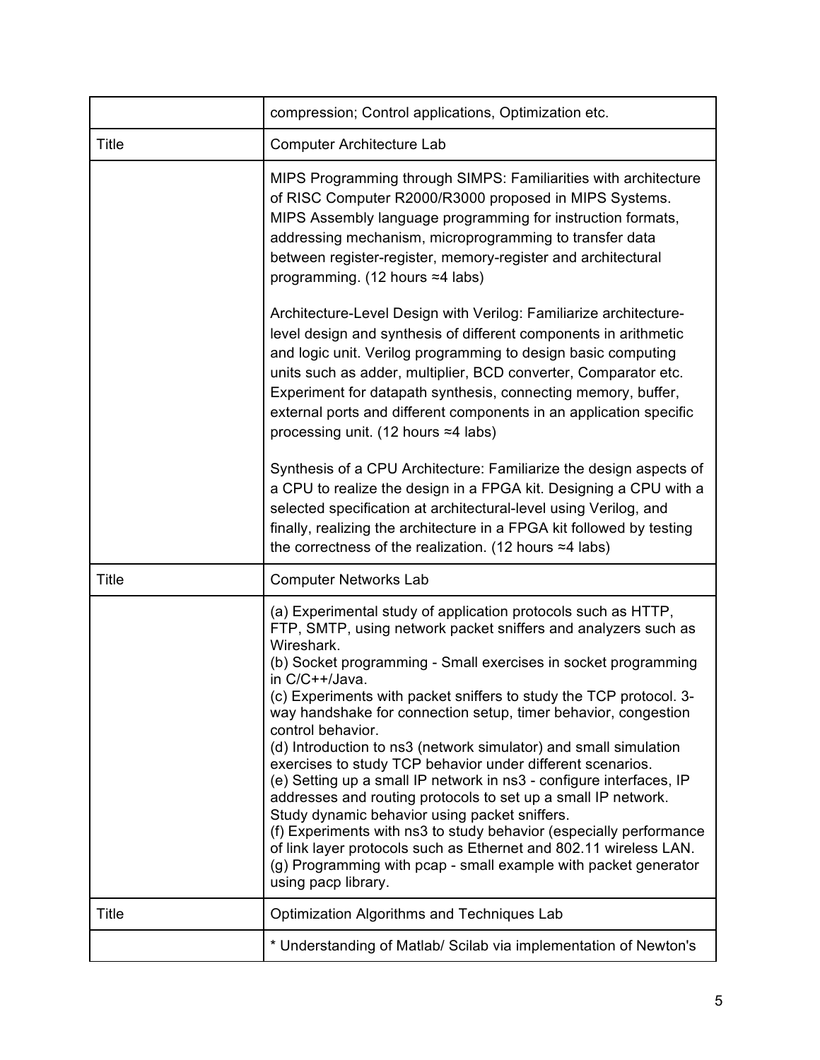| | |
|---|---|
| | compression; Control applications, Optimization etc. |
| Title | Computer Architecture Lab |
| | MIPS Programming through SIMPS: Familiarities with architecture of RISC Computer R2000/R3000 proposed in MIPS Systems. MIPS Assembly language programming for instruction formats, addressing mechanism, microprogramming to transfer data between register-register, memory-register and architectural programming. (12 hours ≈4 labs)<br><br>Architecture-Level Design with Verilog: Familiarize architecture-level design and synthesis of different components in arithmetic and logic unit. Verilog programming to design basic computing units such as adder, multiplier, BCD converter, Comparator etc. Experiment for datapath synthesis, connecting memory, buffer, external ports and different components in an application specific processing unit. (12 hours ≈4 labs)<br><br>Synthesis of a CPU Architecture: Familiarize the design aspects of a CPU to realize the design in a FPGA kit. Designing a CPU with a selected specification at architectural-level using Verilog, and finally, realizing the architecture in a FPGA kit followed by testing the correctness of the realization. (12 hours ≈4 labs) |
| Title | Computer Networks Lab |
| | (a) Experimental study of application protocols such as HTTP, FTP, SMTP, using network packet sniffers and analyzers such as Wireshark.<br>(b) Socket programming - Small exercises in socket programming in C/C++/Java.<br>(c) Experiments with packet sniffers to study the TCP protocol. 3-way handshake for connection setup, timer behavior, congestion control behavior.<br>(d) Introduction to ns3 (network simulator) and small simulation exercises to study TCP behavior under different scenarios.<br>(e) Setting up a small IP network in ns3 - configure interfaces, IP addresses and routing protocols to set up a small IP network. Study dynamic behavior using packet sniffers.<br>(f) Experiments with ns3 to study behavior (especially performance of link layer protocols such as Ethernet and 802.11 wireless LAN.<br>(g) Programming with pcap - small example with packet generator using pacp library. |
| Title | Optimization Algorithms and Techniques Lab |
| | * Understanding of Matlab/ Scilab via implementation of Newton's |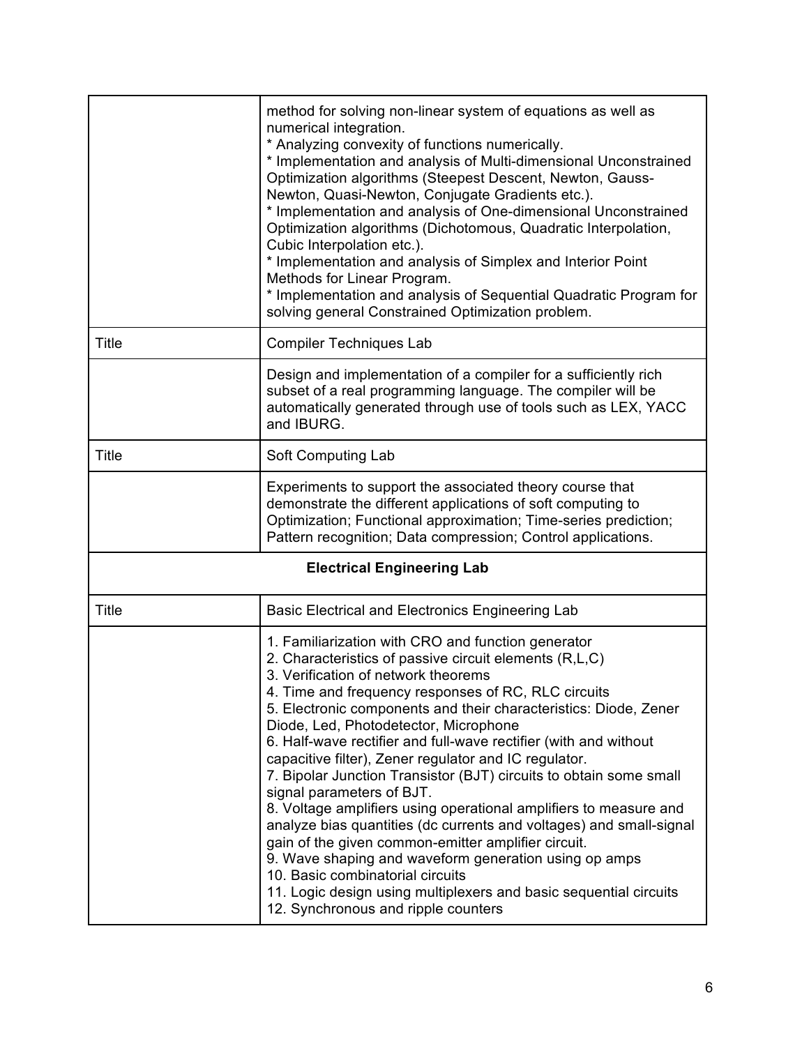| | |
|---|---|
| | method for solving non-linear system of equations as well as numerical integration.<br>* Analyzing convexity of functions numerically.<br>* Implementation and analysis of Multi-dimensional Unconstrained Optimization algorithms (Steepest Descent, Newton, Gauss-Newton, Quasi-Newton, Conjugate Gradients etc.).<br>* Implementation and analysis of One-dimensional Unconstrained Optimization algorithms (Dichotomous, Quadratic Interpolation, Cubic Interpolation etc.).<br>* Implementation and analysis of Simplex and Interior Point Methods for Linear Program.<br>* Implementation and analysis of Sequential Quadratic Program for solving general Constrained Optimization problem. |
| Title | Compiler Techniques Lab |
| | Design and implementation of a compiler for a sufficiently rich subset of a real programming language. The compiler will be automatically generated through use of tools such as LEX, YACC and IBURG. |
| Title | Soft Computing Lab |
| | Experiments to support the associated theory course that demonstrate the different applications of soft computing to Optimization; Functional approximation; Time-series prediction; Pattern recognition; Data compression; Control applications. |
| **Electrical Engineering Lab** | |
| Title | Basic Electrical and Electronics Engineering Lab |
| | 1. Familiarization with CRO and function generator<br>2. Characteristics of passive circuit elements (R,L,C)<br>3. Verification of network theorems<br>4. Time and frequency responses of RC, RLC circuits<br>5. Electronic components and their characteristics: Diode, Zener Diode, Led, Photodetector, Microphone<br>6. Half-wave rectifier and full-wave rectifier (with and without capacitive filter), Zener regulator and IC regulator.<br>7. Bipolar Junction Transistor (BJT) circuits to obtain some small signal parameters of BJT.<br>8. Voltage amplifiers using operational amplifiers to measure and analyze bias quantities (dc currents and voltages) and small-signal gain of the given common-emitter amplifier circuit.<br>9. Wave shaping and waveform generation using op amps<br>10. Basic combinatorial circuits<br>11. Logic design using multiplexers and basic sequential circuits<br>12. Synchronous and ripple counters |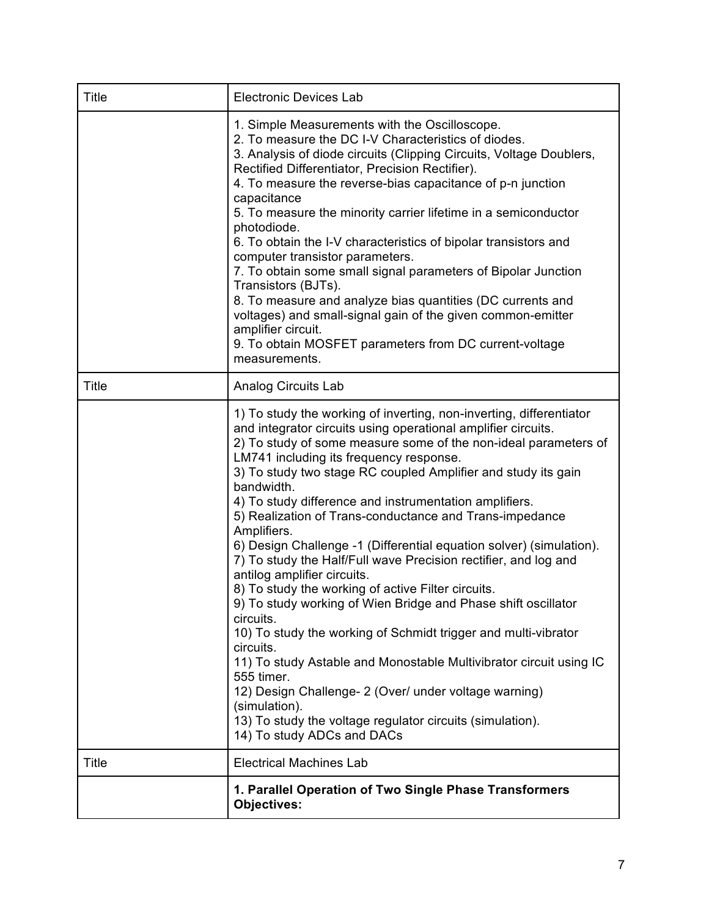| Title | Electronic Devices Lab |
| --- | --- |
| | 1. Simple Measurements with the Oscilloscope.<br>2. To measure the DC I-V Characteristics of diodes.<br>3. Analysis of diode circuits (Clipping Circuits, Voltage Doublers, Rectified Differentiator, Precision Rectifier).<br>4. To measure the reverse-bias capacitance of p-n junction capacitance<br>5. To measure the minority carrier lifetime in a semiconductor photodiode.<br>6. To obtain the I-V characteristics of bipolar transistors and computer transistor parameters.<br>7. To obtain some small signal parameters of Bipolar Junction Transistors (BJTs).<br>8. To measure and analyze bias quantities (DC currents and voltages) and small-signal gain of the given common-emitter amplifier circuit.<br>9. To obtain MOSFET parameters from DC current-voltage measurements. |
| Title | Analog Circuits Lab |
| | 1) To study the working of inverting, non-inverting, differentiator and integrator circuits using operational amplifier circuits.<br>2) To study of some measure some of the non-ideal parameters of LM741 including its frequency response.<br>3) To study two stage RC coupled Amplifier and study its gain bandwidth.<br>4) To study difference and instrumentation amplifiers.<br>5) Realization of Trans-conductance and Trans-impedance Amplifiers.<br>6) Design Challenge -1 (Differential equation solver) (simulation).<br>7) To study the Half/Full wave Precision rectifier, and log and antilog amplifier circuits.<br>8) To study the working of active Filter circuits.<br>9) To study working of Wien Bridge and Phase shift oscillator circuits.<br>10) To study the working of Schmidt trigger and multi-vibrator circuits.<br>11) To study Astable and Monostable Multivibrator circuit using IC 555 timer.<br>12) Design Challenge- 2 (Over/ under voltage warning) (simulation).<br>13) To study the voltage regulator circuits (simulation).<br>14) To study ADCs and DACs |
| Title | Electrical Machines Lab |
| | **1. Parallel Operation of Two Single Phase Transformers Objectives:** |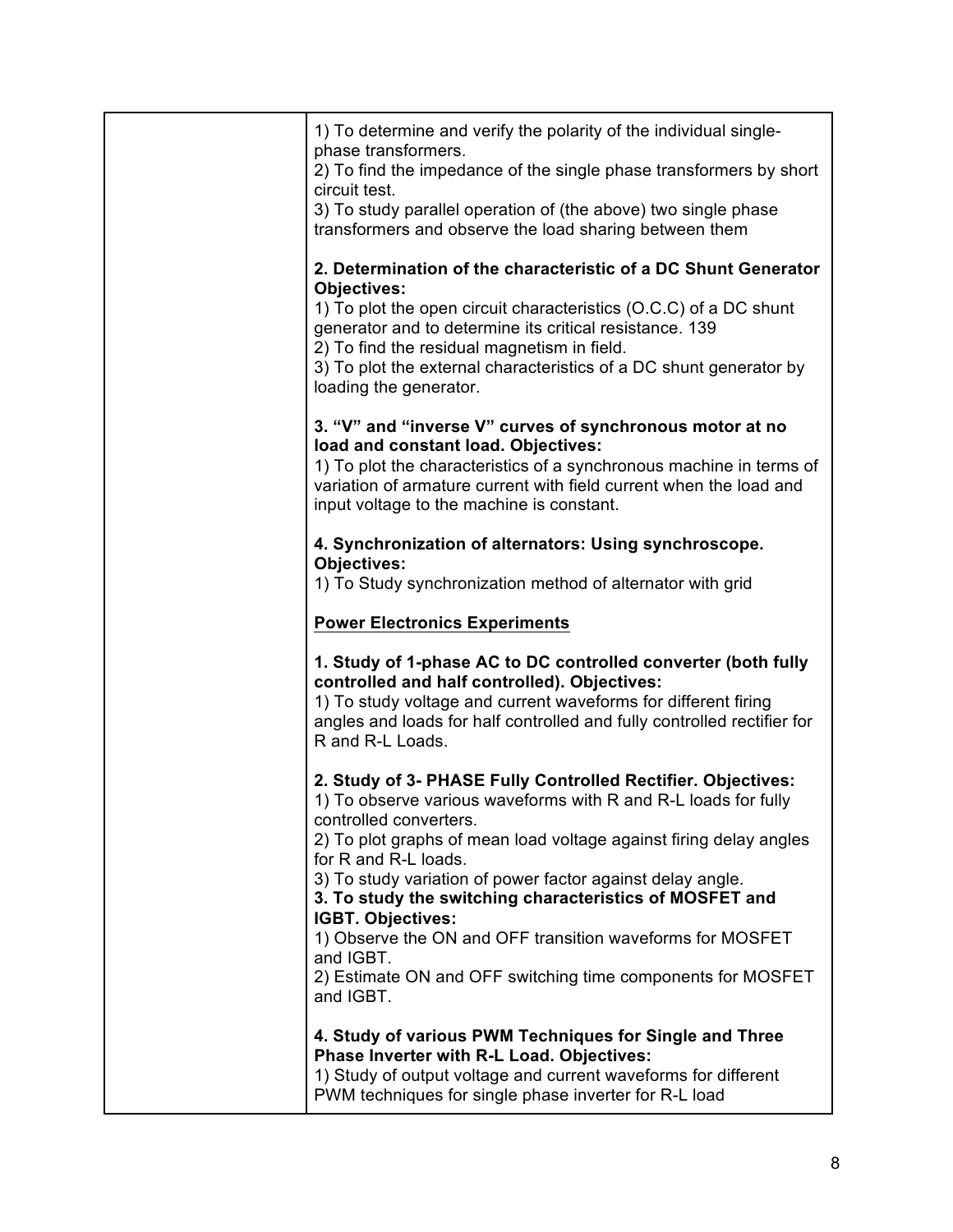| | |
|---|---|
| | 1) To determine and verify the polarity of the individual single-phase transformers.<br>2) To find the impedance of the single phase transformers by short circuit test.<br>3) To study parallel operation of (the above) two single phase transformers and observe the load sharing between them<br><br>**2. Determination of the characteristic of a DC Shunt Generator Objectives:**<br>1) To plot the open circuit characteristics (O.C.C) of a DC shunt generator and to determine its critical resistance. 139<br>2) To find the residual magnetism in field.<br>3) To plot the external characteristics of a DC shunt generator by loading the generator.<br><br>**3. "V" and "inverse V" curves of synchronous motor at no load and constant load. Objectives:**<br>1) To plot the characteristics of a synchronous machine in terms of variation of armature current with field current when the load and input voltage to the machine is constant.<br><br>**4. Synchronization of alternators: Using synchroscope. Objectives:**<br>1) To Study synchronization method of alternator with grid<br><br>**<u>Power Electronics Experiments</u>**<br><br>**1. Study of 1-phase AC to DC controlled converter (both fully controlled and half controlled). Objectives:**<br>1) To study voltage and current waveforms for different firing angles and loads for half controlled and fully controlled rectifier for R and R-L Loads.<br><br>**2. Study of 3- PHASE Fully Controlled Rectifier. Objectives:**<br>1) To observe various waveforms with R and R-L loads for fully controlled converters.<br>2) To plot graphs of mean load voltage against firing delay angles for R and R-L loads.<br>3) To study variation of power factor against delay angle.<br>**3. To study the switching characteristics of MOSFET and IGBT. Objectives:**<br>1) Observe the ON and OFF transition waveforms for MOSFET and IGBT.<br>2) Estimate ON and OFF switching time components for MOSFET and IGBT.<br><br>**4. Study of various PWM Techniques for Single and Three Phase Inverter with R-L Load. Objectives:**<br>1) Study of output voltage and current waveforms for different PWM techniques for single phase inverter for R-L load |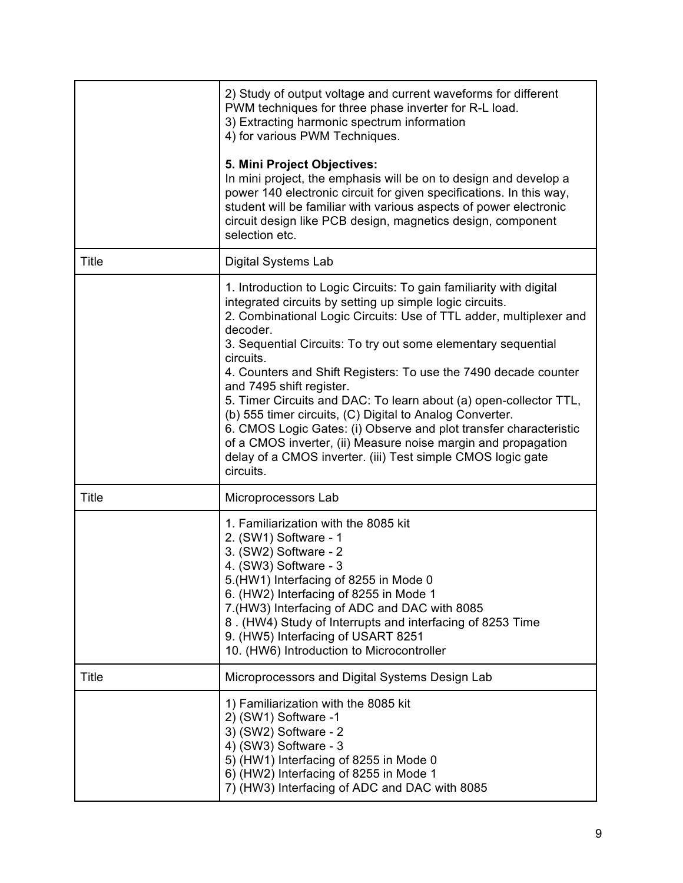| | |
|---|---|
| | 2) Study of output voltage and current waveforms for different PWM techniques for three phase inverter for R-L load.<br>3) Extracting harmonic spectrum information<br>4) for various PWM Techniques.<br><br>**5. Mini Project Objectives:**<br>In mini project, the emphasis will be on to design and develop a power 140 electronic circuit for given specifications. In this way, student will be familiar with various aspects of power electronic circuit design like PCB design, magnetics design, component selection etc. |
| Title | Digital Systems Lab |
| | 1. Introduction to Logic Circuits: To gain familiarity with digital integrated circuits by setting up simple logic circuits.<br>2. Combinational Logic Circuits: Use of TTL adder, multiplexer and decoder.<br>3. Sequential Circuits: To try out some elementary sequential circuits.<br>4. Counters and Shift Registers: To use the 7490 decade counter and 7495 shift register.<br>5. Timer Circuits and DAC: To learn about (a) open-collector TTL, (b) 555 timer circuits, (C) Digital to Analog Converter.<br>6. CMOS Logic Gates: (i) Observe and plot transfer characteristic of a CMOS inverter, (ii) Measure noise margin and propagation delay of a CMOS inverter. (iii) Test simple CMOS logic gate circuits. |
| Title | Microprocessors Lab |
| | 1. Familiarization with the 8085 kit<br>2. (SW1) Software - 1<br>3. (SW2) Software - 2<br>4. (SW3) Software - 3<br>5.(HW1) Interfacing of 8255 in Mode 0<br>6. (HW2) Interfacing of 8255 in Mode 1<br>7.(HW3) Interfacing of ADC and DAC with 8085<br>8 . (HW4) Study of Interrupts and interfacing of 8253 Time<br>9. (HW5) Interfacing of USART 8251<br>10. (HW6) Introduction to Microcontroller |
| Title | Microprocessors and Digital Systems Design Lab |
| | 1) Familiarization with the 8085 kit<br>2) (SW1) Software -1<br>3) (SW2) Software - 2<br>4) (SW3) Software - 3<br>5) (HW1) Interfacing of 8255 in Mode 0<br>6) (HW2) Interfacing of 8255 in Mode 1<br>7) (HW3) Interfacing of ADC and DAC with 8085 |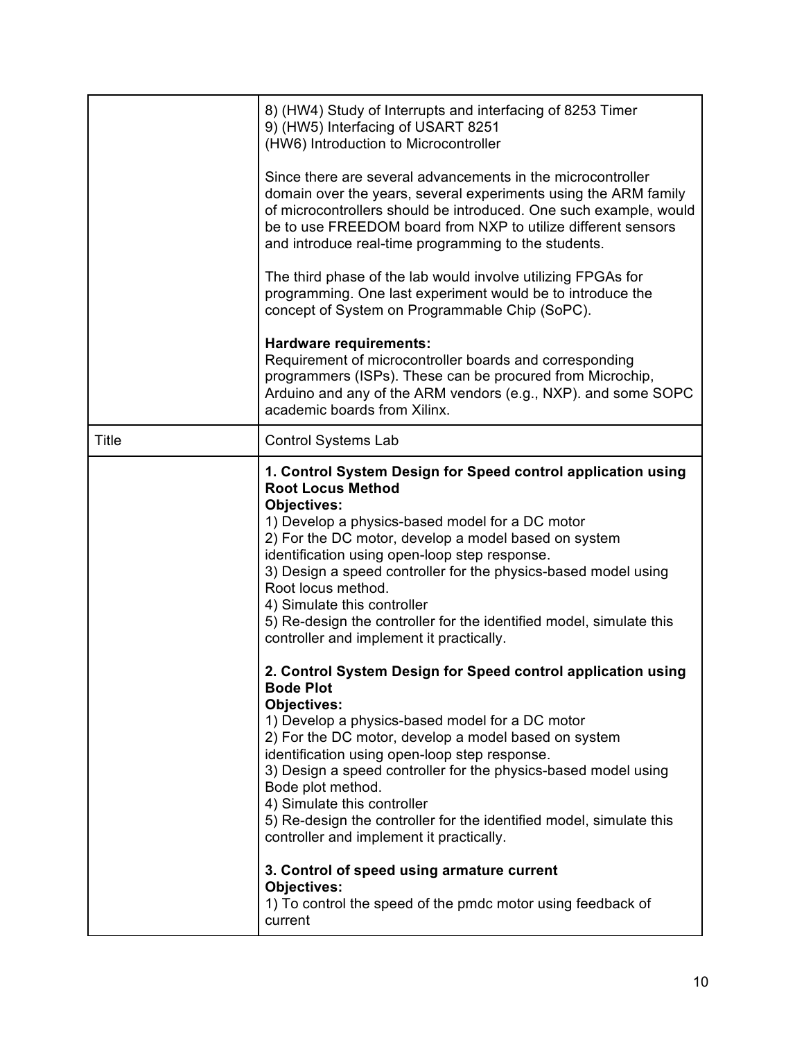| | |
|---|---|
| | 8) (HW4) Study of Interrupts and interfacing of 8253 Timer<br>9) (HW5) Interfacing of USART 8251<br>(HW6) Introduction to Microcontroller<br><br>Since there are several advancements in the microcontroller domain over the years, several experiments using the ARM family of microcontrollers should be introduced. One such example, would be to use FREEDOM board from NXP to utilize different sensors and introduce real-time programming to the students.<br><br>The third phase of the lab would involve utilizing FPGAs for programming. One last experiment would be to introduce the concept of System on Programmable Chip (SoPC).<br><br>**Hardware requirements:**<br>Requirement of microcontroller boards and corresponding programmers (ISPs). These can be procured from Microchip, Arduino and any of the ARM vendors (e.g., NXP). and some SOPC academic boards from Xilinx. |
| Title | Control Systems Lab |
| | **1. Control System Design for Speed control application using Root Locus Method**<br>**Objectives:**<br>1) Develop a physics-based model for a DC motor<br>2) For the DC motor, develop a model based on system identification using open-loop step response.<br>3) Design a speed controller for the physics-based model using Root locus method.<br>4) Simulate this controller<br>5) Re-design the controller for the identified model, simulate this controller and implement it practically.<br><br>**2. Control System Design for Speed control application using Bode Plot**<br>**Objectives:**<br>1) Develop a physics-based model for a DC motor<br>2) For the DC motor, develop a model based on system identification using open-loop step response.<br>3) Design a speed controller for the physics-based model using Bode plot method.<br>4) Simulate this controller<br>5) Re-design the controller for the identified model, simulate this controller and implement it practically.<br><br>**3. Control of speed using armature current**<br>**Objectives:**<br>1) To control the speed of the pmdc motor using feedback of current |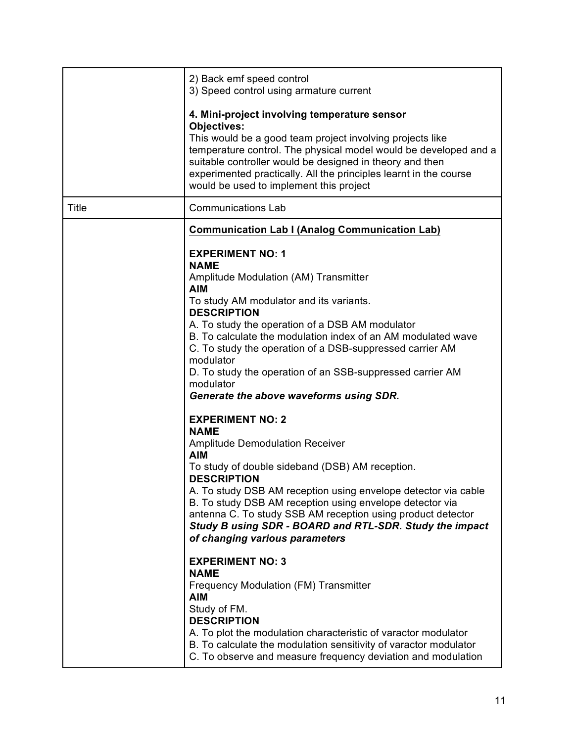| | |
|---|---|
| | 2) Back emf speed control<br>3) Speed control using armature current<br><br>**4. Mini-project involving temperature sensor**<br>**Objectives:**<br>This would be a good team project involving projects like temperature control. The physical model would be developed and a suitable controller would be designed in theory and then experimented practically. All the principles learnt in the course would be used to implement this project |
| Title | Communications Lab |
| | **<u>Communication Lab I (Analog Communication Lab)</u>**<br><br>**EXPERIMENT NO: 1**<br>**NAME**<br>Amplitude Modulation (AM) Transmitter<br>**AIM**<br>To study AM modulator and its variants.<br>**DESCRIPTION**<br>A. To study the operation of a DSB AM modulator<br>B. To calculate the modulation index of an AM modulated wave<br>C. To study the operation of a DSB-suppressed carrier AM modulator<br>D. To study the operation of an SSB-suppressed carrier AM modulator<br>***Generate the above waveforms using SDR.***<br><br>**EXPERIMENT NO: 2**<br>**NAME**<br>Amplitude Demodulation Receiver<br>**AIM**<br>To study of double sideband (DSB) AM reception.<br>**DESCRIPTION**<br>A. To study DSB AM reception using envelope detector via cable<br>B. To study DSB AM reception using envelope detector via antenna C. To study SSB AM reception using product detector<br>***Study B using SDR - BOARD and RTL-SDR. Study the impact of changing various parameters***<br><br>**EXPERIMENT NO: 3**<br>**NAME**<br>Frequency Modulation (FM) Transmitter<br>**AIM**<br>Study of FM.<br>**DESCRIPTION**<br>A. To plot the modulation characteristic of varactor modulator<br>B. To calculate the modulation sensitivity of varactor modulator<br>C. To observe and measure frequency deviation and modulation |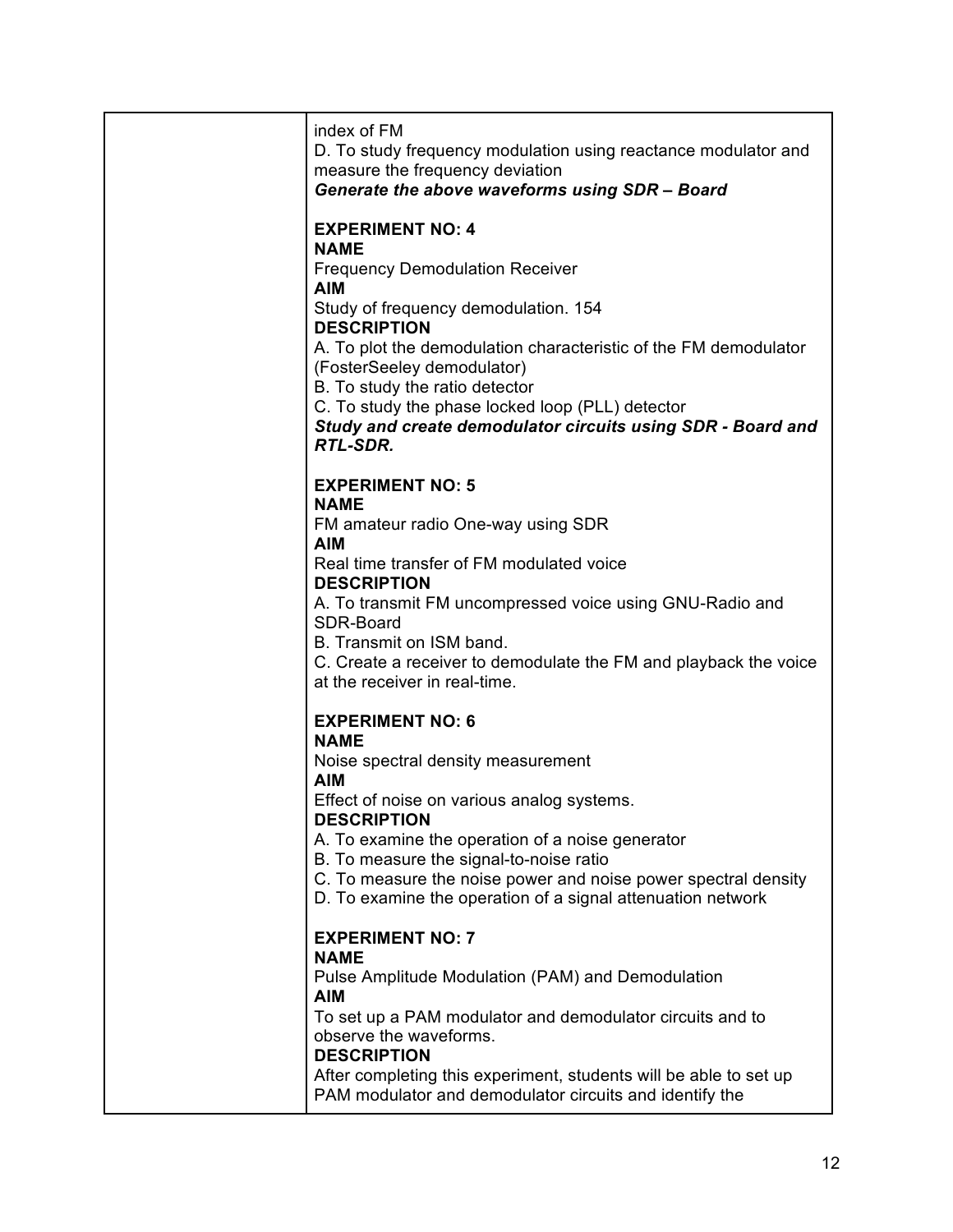| | index of FM<br>D. To study frequency modulation using reactance modulator and measure the frequency deviation<br>***Generate the above waveforms using SDR – Board***<br><br>**EXPERIMENT NO: 4**<br>**NAME**<br>Frequency Demodulation Receiver<br>**AIM**<br>Study of frequency demodulation. 154<br>**DESCRIPTION**<br>A. To plot the demodulation characteristic of the FM demodulator (FosterSeeley demodulator)<br>B. To study the ratio detector<br>C. To study the phase locked loop (PLL) detector<br>***Study and create demodulator circuits using SDR - Board and RTL-SDR.***<br><br>**EXPERIMENT NO: 5**<br>**NAME**<br>FM amateur radio One-way using SDR<br>**AIM**<br>Real time transfer of FM modulated voice<br>**DESCRIPTION**<br>A. To transmit FM uncompressed voice using GNU-Radio and SDR-Board<br>B. Transmit on ISM band.<br>C. Create a receiver to demodulate the FM and playback the voice at the receiver in real-time.<br><br>**EXPERIMENT NO: 6**<br>**NAME**<br>Noise spectral density measurement<br>**AIM**<br>Effect of noise on various analog systems.<br>**DESCRIPTION**<br>A. To examine the operation of a noise generator<br>B. To measure the signal-to-noise ratio<br>C. To measure the noise power and noise power spectral density<br>D. To examine the operation of a signal attenuation network<br><br>**EXPERIMENT NO: 7**<br>**NAME**<br>Pulse Amplitude Modulation (PAM) and Demodulation<br>**AIM**<br>To set up a PAM modulator and demodulator circuits and to observe the waveforms.<br>**DESCRIPTION**<br>After completing this experiment, students will be able to set up PAM modulator and demodulator circuits and identify the |
|---|---|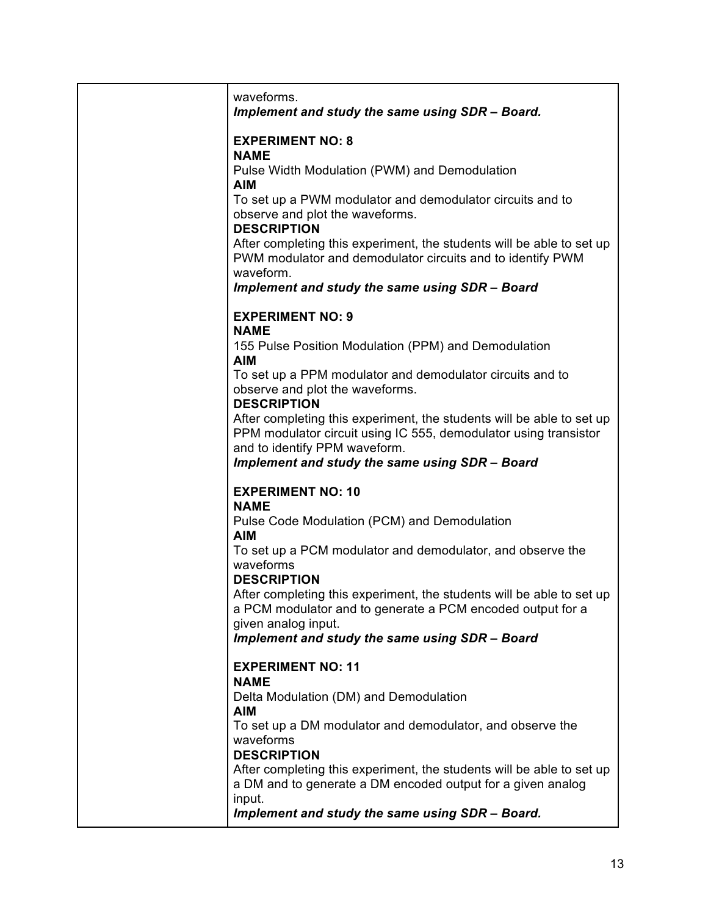| | |
|---|---|
| | waveforms.<br>***Implement and study the same using SDR – Board.***<br><br>**EXPERIMENT NO: 8**<br>**NAME**<br>Pulse Width Modulation (PWM) and Demodulation<br>**AIM**<br>To set up a PWM modulator and demodulator circuits and to observe and plot the waveforms.<br>**DESCRIPTION**<br>After completing this experiment, the students will be able to set up PWM modulator and demodulator circuits and to identify PWM waveform.<br>***Implement and study the same using SDR – Board***<br><br>**EXPERIMENT NO: 9**<br>**NAME**<br>155 Pulse Position Modulation (PPM) and Demodulation<br>**AIM**<br>To set up a PPM modulator and demodulator circuits and to observe and plot the waveforms.<br>**DESCRIPTION**<br>After completing this experiment, the students will be able to set up PPM modulator circuit using IC 555, demodulator using transistor and to identify PPM waveform.<br>***Implement and study the same using SDR – Board***<br><br>**EXPERIMENT NO: 10**<br>**NAME**<br>Pulse Code Modulation (PCM) and Demodulation<br>**AIM**<br>To set up a PCM modulator and demodulator, and observe the waveforms<br>**DESCRIPTION**<br>After completing this experiment, the students will be able to set up a PCM modulator and to generate a PCM encoded output for a given analog input.<br>***Implement and study the same using SDR – Board***<br><br>**EXPERIMENT NO: 11**<br>**NAME**<br>Delta Modulation (DM) and Demodulation<br>**AIM**<br>To set up a DM modulator and demodulator, and observe the waveforms<br>**DESCRIPTION**<br>After completing this experiment, the students will be able to set up a DM and to generate a DM encoded output for a given analog input.<br>***Implement and study the same using SDR – Board.*** |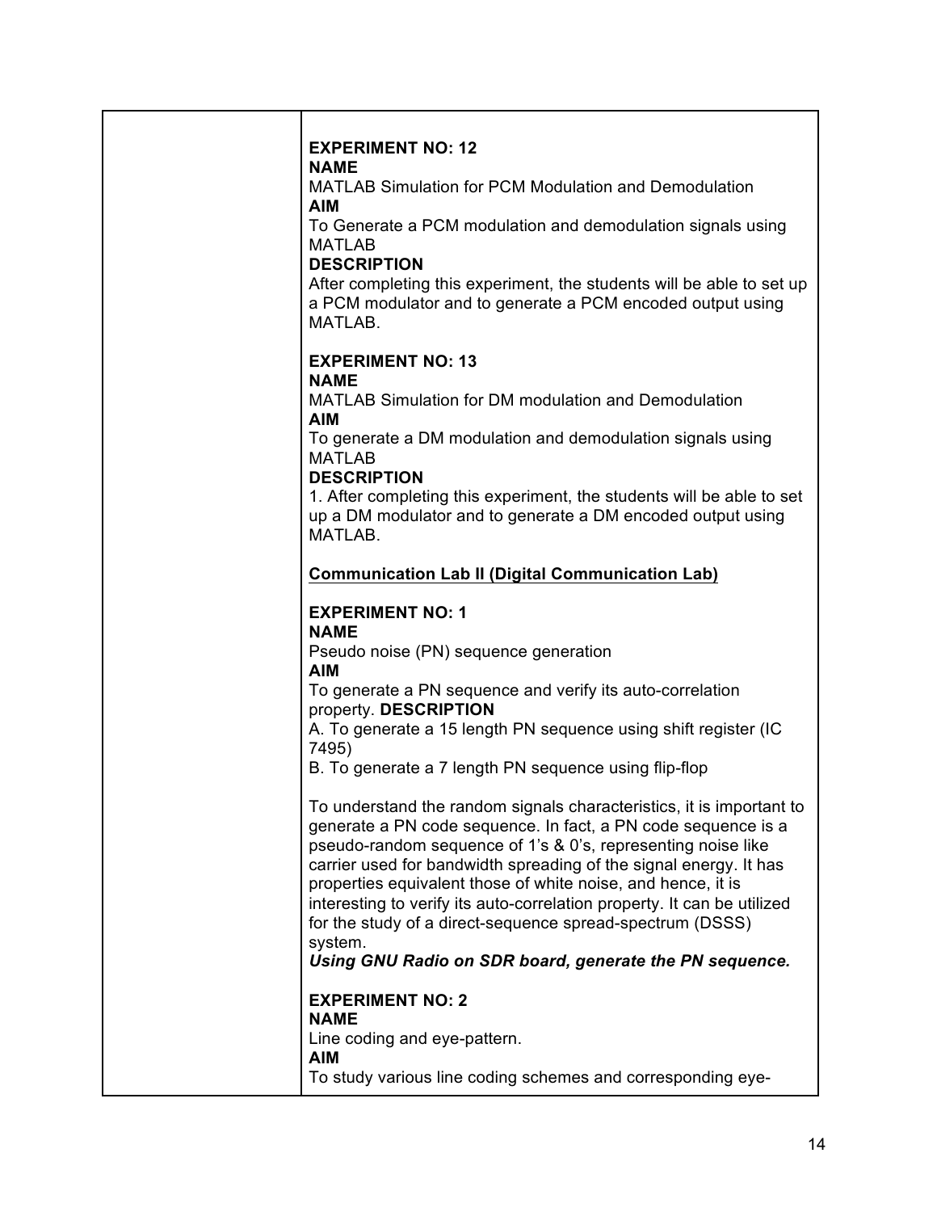**EXPERIMENT NO: 12**
**NAME**
MATLAB Simulation for PCM Modulation and Demodulation
**AIM**
To Generate a PCM modulation and demodulation signals using MATLAB
**DESCRIPTION**
After completing this experiment, the students will be able to set up a PCM modulator and to generate a PCM encoded output using MATLAB.

**EXPERIMENT NO: 13**
**NAME**
MATLAB Simulation for DM modulation and Demodulation
**AIM**
To generate a DM modulation and demodulation signals using MATLAB
**DESCRIPTION**
1. After completing this experiment, the students will be able to set up a DM modulator and to generate a DM encoded output using MATLAB.

**Communication Lab II (Digital Communication Lab)**

**EXPERIMENT NO: 1**
**NAME**
Pseudo noise (PN) sequence generation
**AIM**
To generate a PN sequence and verify its auto-correlation property. **DESCRIPTION**
A. To generate a 15 length PN sequence using shift register (IC 7495)
B. To generate a 7 length PN sequence using flip-flop

To understand the random signals characteristics, it is important to generate a PN code sequence. In fact, a PN code sequence is a pseudo-random sequence of 1's & 0's, representing noise like carrier used for bandwidth spreading of the signal energy. It has properties equivalent those of white noise, and hence, it is interesting to verify its auto-correlation property. It can be utilized for the study of a direct-sequence spread-spectrum (DSSS) system.
***Using GNU Radio on SDR board, generate the PN sequence.***

**EXPERIMENT NO: 2**
**NAME**
Line coding and eye-pattern.
**AIM**
To study various line coding schemes and corresponding eye-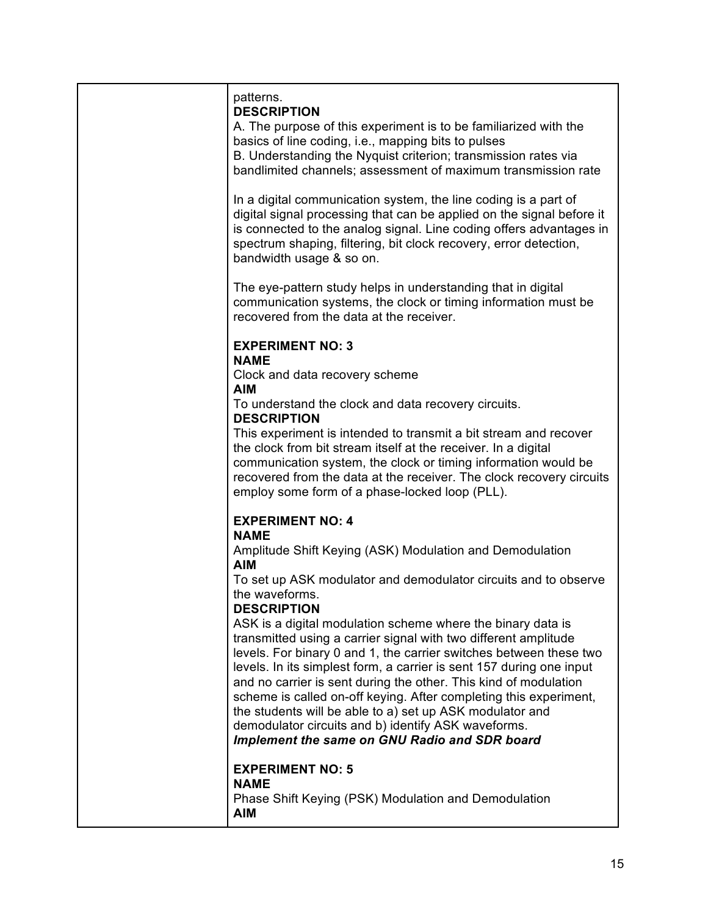patterns.

**DESCRIPTION**

A. The purpose of this experiment is to be familiarized with the basics of line coding, i.e., mapping bits to pulses

B. Understanding the Nyquist criterion; transmission rates via bandlimited channels; assessment of maximum transmission rate

In a digital communication system, the line coding is a part of digital signal processing that can be applied on the signal before it is connected to the analog signal. Line coding offers advantages in spectrum shaping, filtering, bit clock recovery, error detection, bandwidth usage & so on.

The eye-pattern study helps in understanding that in digital communication systems, the clock or timing information must be recovered from the data at the receiver.

**EXPERIMENT NO: 3**

**NAME**

Clock and data recovery scheme

**AIM**

To understand the clock and data recovery circuits.

**DESCRIPTION**

This experiment is intended to transmit a bit stream and recover the clock from bit stream itself at the receiver. In a digital communication system, the clock or timing information would be recovered from the data at the receiver. The clock recovery circuits employ some form of a phase-locked loop (PLL).

**EXPERIMENT NO: 4**

**NAME**

Amplitude Shift Keying (ASK) Modulation and Demodulation

**AIM**

To set up ASK modulator and demodulator circuits and to observe the waveforms.

**DESCRIPTION**

ASK is a digital modulation scheme where the binary data is transmitted using a carrier signal with two different amplitude levels. For binary 0 and 1, the carrier switches between these two levels. In its simplest form, a carrier is sent 157 during one input and no carrier is sent during the other. This kind of modulation scheme is called on-off keying. After completing this experiment, the students will be able to a) set up ASK modulator and demodulator circuits and b) identify ASK waveforms.

***Implement the same on GNU Radio and SDR board***

**EXPERIMENT NO: 5**

**NAME**

Phase Shift Keying (PSK) Modulation and Demodulation

**AIM**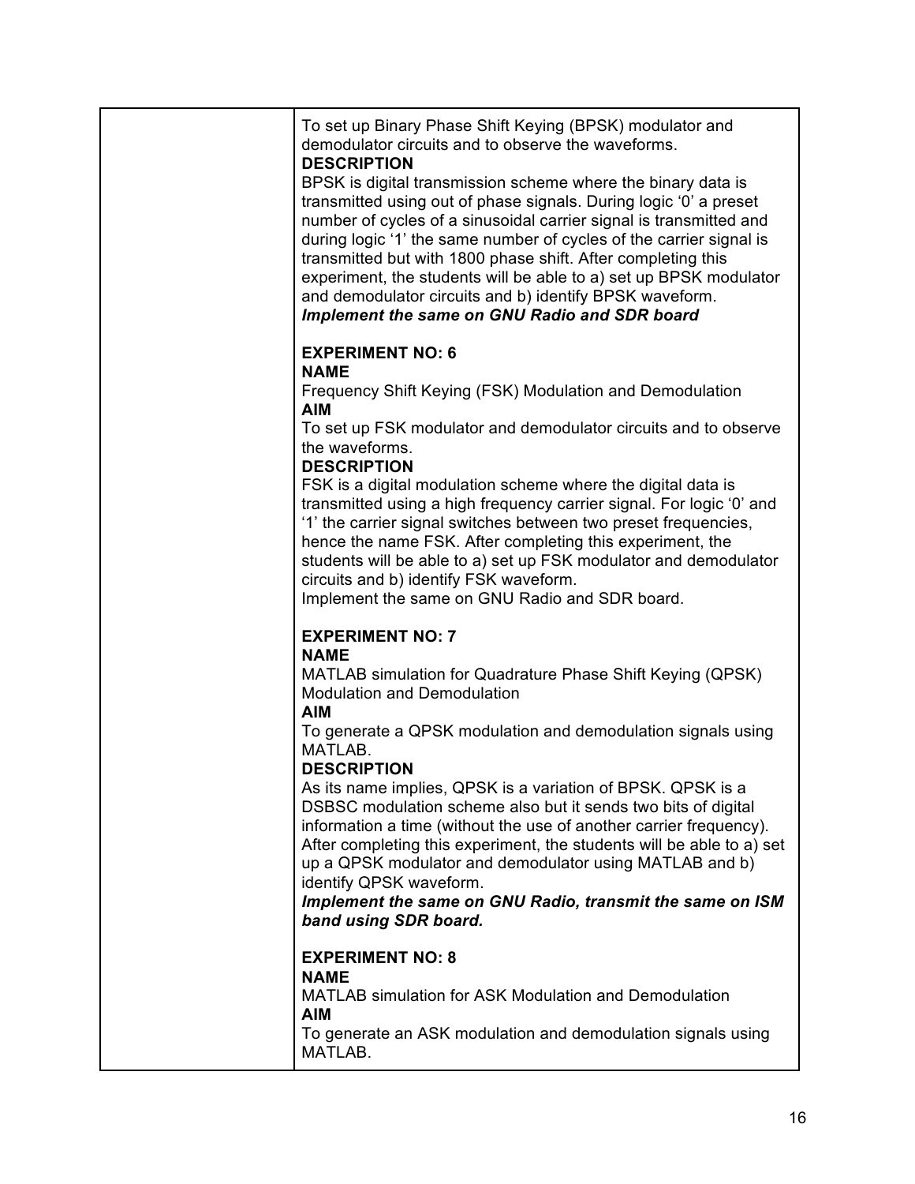To set up Binary Phase Shift Keying (BPSK) modulator and demodulator circuits and to observe the waveforms.

**DESCRIPTION**

BPSK is digital transmission scheme where the binary data is transmitted using out of phase signals. During logic '0' a preset number of cycles of a sinusoidal carrier signal is transmitted and during logic '1' the same number of cycles of the carrier signal is transmitted but with 1800 phase shift. After completing this experiment, the students will be able to a) set up BPSK modulator and demodulator circuits and b) identify BPSK waveform.

***Implement the same on GNU Radio and SDR board***

**EXPERIMENT NO: 6**

**NAME**

Frequency Shift Keying (FSK) Modulation and Demodulation

**AIM**

To set up FSK modulator and demodulator circuits and to observe the waveforms.

**DESCRIPTION**

FSK is a digital modulation scheme where the digital data is transmitted using a high frequency carrier signal. For logic '0' and '1' the carrier signal switches between two preset frequencies, hence the name FSK. After completing this experiment, the students will be able to a) set up FSK modulator and demodulator circuits and b) identify FSK waveform.

Implement the same on GNU Radio and SDR board.

**EXPERIMENT NO: 7**

**NAME**

MATLAB simulation for Quadrature Phase Shift Keying (QPSK) Modulation and Demodulation

**AIM**

To generate a QPSK modulation and demodulation signals using MATLAB.

**DESCRIPTION**

As its name implies, QPSK is a variation of BPSK. QPSK is a DSBSC modulation scheme also but it sends two bits of digital information a time (without the use of another carrier frequency). After completing this experiment, the students will be able to a) set up a QPSK modulator and demodulator using MATLAB and b) identify QPSK waveform.

***Implement the same on GNU Radio, transmit the same on ISM band using SDR board.***

**EXPERIMENT NO: 8**

**NAME**

MATLAB simulation for ASK Modulation and Demodulation

**AIM**

To generate an ASK modulation and demodulation signals using MATLAB.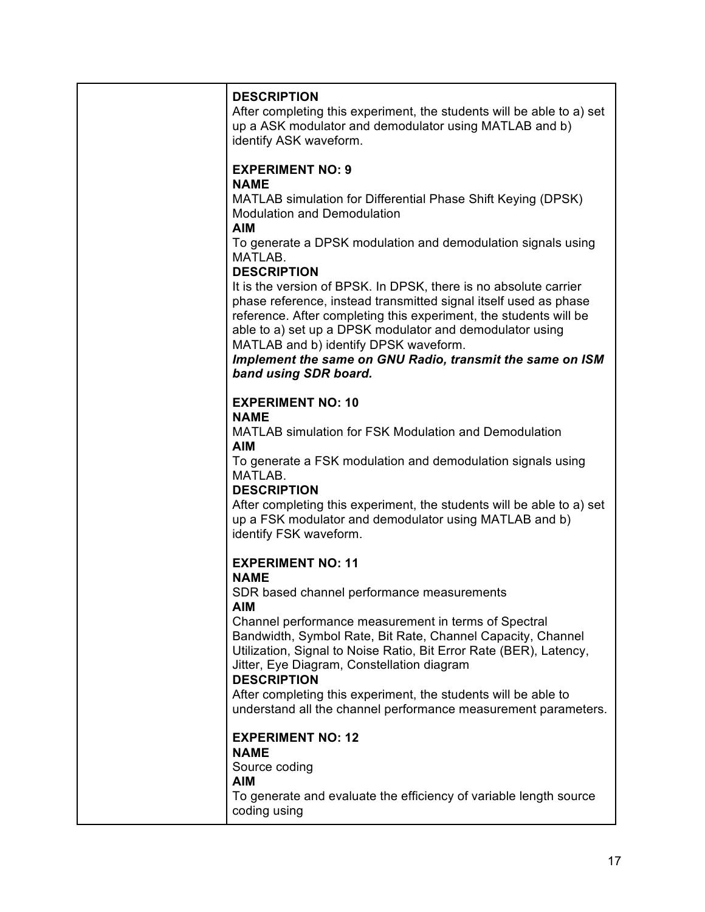**DESCRIPTION**

After completing this experiment, the students will be able to a) set up a ASK modulator and demodulator using MATLAB and b) identify ASK waveform.

**EXPERIMENT NO: 9**

**NAME**

MATLAB simulation for Differential Phase Shift Keying (DPSK) Modulation and Demodulation

**AIM**

To generate a DPSK modulation and demodulation signals using MATLAB.

**DESCRIPTION**

It is the version of BPSK. In DPSK, there is no absolute carrier phase reference, instead transmitted signal itself used as phase reference. After completing this experiment, the students will be able to a) set up a DPSK modulator and demodulator using MATLAB and b) identify DPSK waveform.

***Implement the same on GNU Radio, transmit the same on ISM band using SDR board.***

**EXPERIMENT NO: 10**

**NAME**

MATLAB simulation for FSK Modulation and Demodulation

**AIM**

To generate a FSK modulation and demodulation signals using MATLAB.

**DESCRIPTION**

After completing this experiment, the students will be able to a) set up a FSK modulator and demodulator using MATLAB and b) identify FSK waveform.

**EXPERIMENT NO: 11**

**NAME**

SDR based channel performance measurements

**AIM**

Channel performance measurement in terms of Spectral Bandwidth, Symbol Rate, Bit Rate, Channel Capacity, Channel Utilization, Signal to Noise Ratio, Bit Error Rate (BER), Latency, Jitter, Eye Diagram, Constellation diagram

**DESCRIPTION**

After completing this experiment, the students will be able to understand all the channel performance measurement parameters.

**EXPERIMENT NO: 12**

**NAME**

Source coding

**AIM**

To generate and evaluate the efficiency of variable length source coding using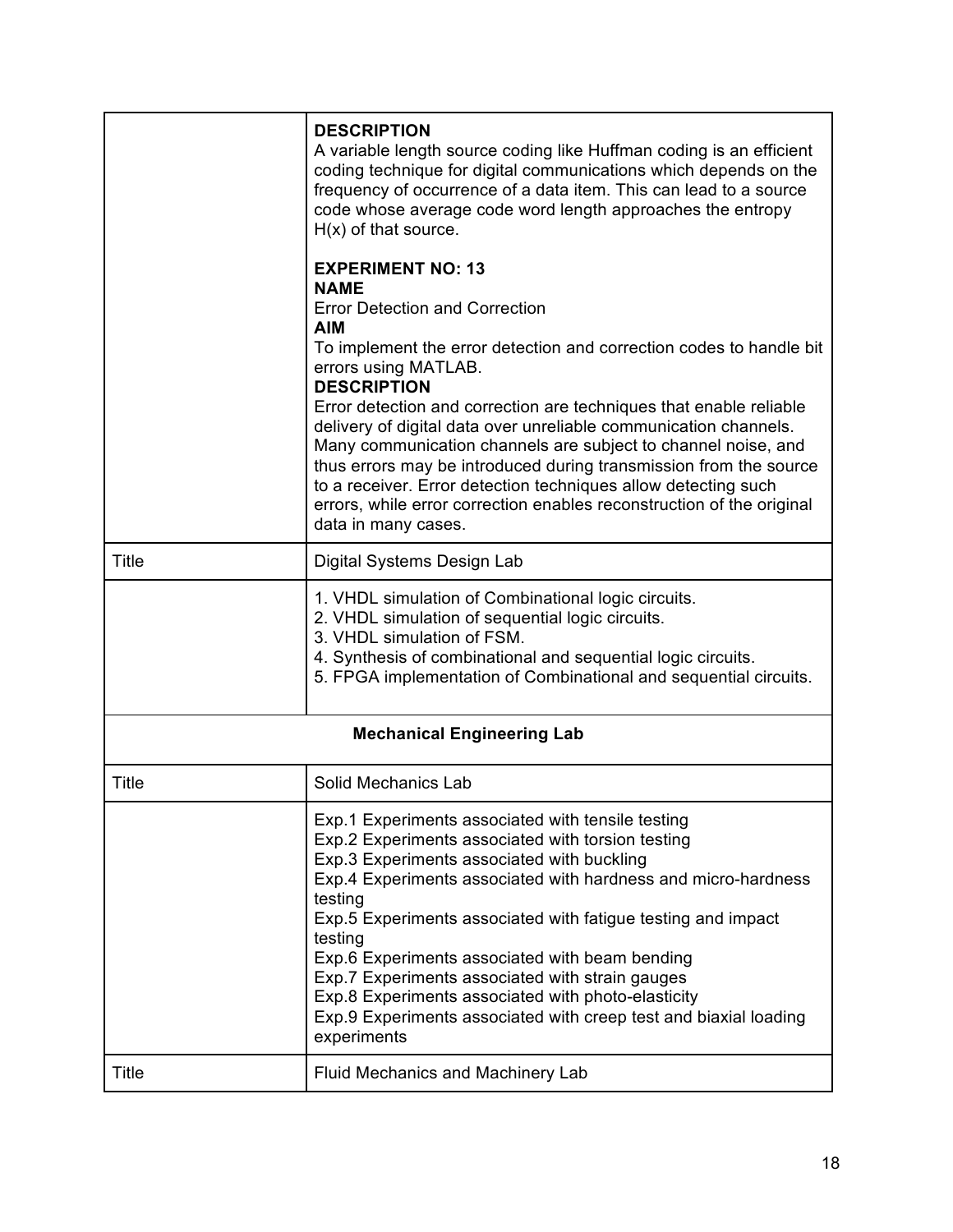| | |
|---|---|
| | **DESCRIPTION**<br>A variable length source coding like Huffman coding is an efficient coding technique for digital communications which depends on the frequency of occurrence of a data item. This can lead to a source code whose average code word length approaches the entropy H(x) of that source.<br><br>**EXPERIMENT NO: 13**<br>**NAME**<br>Error Detection and Correction<br>**AIM**<br>To implement the error detection and correction codes to handle bit errors using MATLAB.<br>**DESCRIPTION**<br>Error detection and correction are techniques that enable reliable delivery of digital data over unreliable communication channels. Many communication channels are subject to channel noise, and thus errors may be introduced during transmission from the source to a receiver. Error detection techniques allow detecting such errors, while error correction enables reconstruction of the original data in many cases. |
| Title | Digital Systems Design Lab |
| | 1. VHDL simulation of Combinational logic circuits.<br>2. VHDL simulation of sequential logic circuits.<br>3. VHDL simulation of FSM.<br>4. Synthesis of combinational and sequential logic circuits.<br>5. FPGA implementation of Combinational and sequential circuits. |
| **Mechanical Engineering Lab** | |
| Title | Solid Mechanics Lab |
| | Exp.1 Experiments associated with tensile testing<br>Exp.2 Experiments associated with torsion testing<br>Exp.3 Experiments associated with buckling<br>Exp.4 Experiments associated with hardness and micro-hardness testing<br>Exp.5 Experiments associated with fatigue testing and impact testing<br>Exp.6 Experiments associated with beam bending<br>Exp.7 Experiments associated with strain gauges<br>Exp.8 Experiments associated with photo-elasticity<br>Exp.9 Experiments associated with creep test and biaxial loading experiments |
| Title | Fluid Mechanics and Machinery Lab |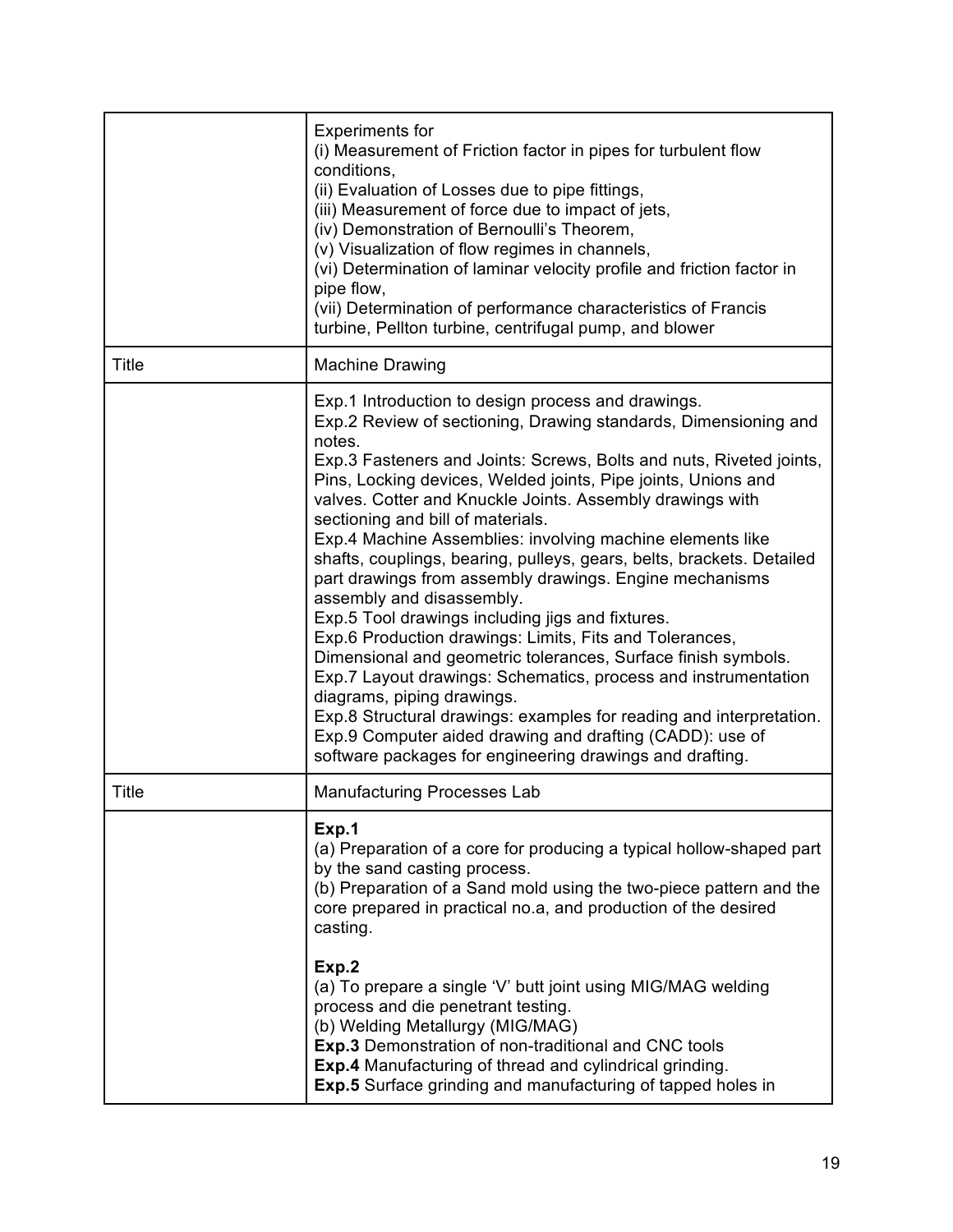| | |
|---|---|
| | Experiments for<br>(i) Measurement of Friction factor in pipes for turbulent flow conditions,<br>(ii) Evaluation of Losses due to pipe fittings,<br>(iii) Measurement of force due to impact of jets,<br>(iv) Demonstration of Bernoulli's Theorem,<br>(v) Visualization of flow regimes in channels,<br>(vi) Determination of laminar velocity profile and friction factor in pipe flow,<br>(vii) Determination of performance characteristics of Francis turbine, Pellton turbine, centrifugal pump, and blower |
| Title | Machine Drawing |
| | Exp.1 Introduction to design process and drawings.<br>Exp.2 Review of sectioning, Drawing standards, Dimensioning and notes.<br>Exp.3 Fasteners and Joints: Screws, Bolts and nuts, Riveted joints, Pins, Locking devices, Welded joints, Pipe joints, Unions and valves. Cotter and Knuckle Joints. Assembly drawings with sectioning and bill of materials.<br>Exp.4 Machine Assemblies: involving machine elements like shafts, couplings, bearing, pulleys, gears, belts, brackets. Detailed part drawings from assembly drawings. Engine mechanisms assembly and disassembly.<br>Exp.5 Tool drawings including jigs and fixtures.<br>Exp.6 Production drawings: Limits, Fits and Tolerances, Dimensional and geometric tolerances, Surface finish symbols.<br>Exp.7 Layout drawings: Schematics, process and instrumentation diagrams, piping drawings.<br>Exp.8 Structural drawings: examples for reading and interpretation.<br>Exp.9 Computer aided drawing and drafting (CADD): use of software packages for engineering drawings and drafting. |
| Title | Manufacturing Processes Lab |
| | **Exp.1**<br>(a) Preparation of a core for producing a typical hollow-shaped part by the sand casting process.<br>(b) Preparation of a Sand mold using the two-piece pattern and the core prepared in practical no.a, and production of the desired casting.<br><br>**Exp.2**<br>(a) To prepare a single 'V' butt joint using MIG/MAG welding process and die penetrant testing.<br>(b) Welding Metallurgy (MIG/MAG)<br>**Exp.3** Demonstration of non-traditional and CNC tools<br>**Exp.4** Manufacturing of thread and cylindrical grinding.<br>**Exp.5** Surface grinding and manufacturing of tapped holes in |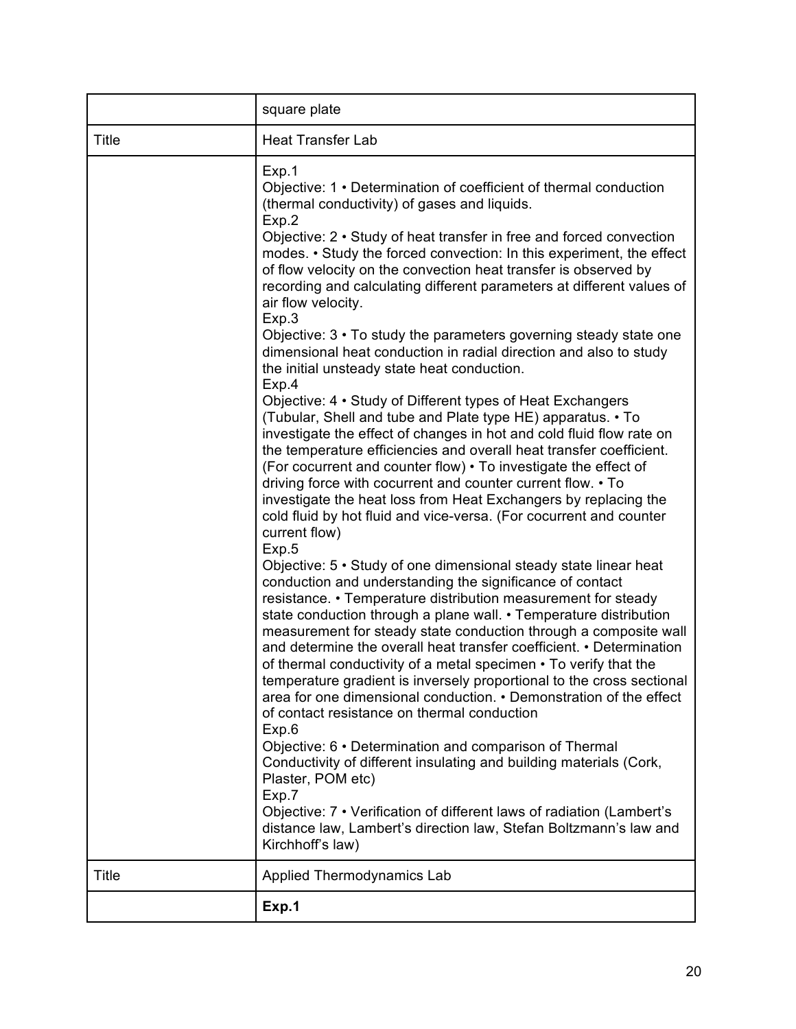| | square plate |
|---|---|
| Title | Heat Transfer Lab |
| | Exp.1<br>Objective: 1 • Determination of coefficient of thermal conduction (thermal conductivity) of gases and liquids.<br>Exp.2<br>Objective: 2 • Study of heat transfer in free and forced convection modes. • Study the forced convection: In this experiment, the effect of flow velocity on the convection heat transfer is observed by recording and calculating different parameters at different values of air flow velocity.<br>Exp.3<br>Objective: 3 • To study the parameters governing steady state one dimensional heat conduction in radial direction and also to study the initial unsteady state heat conduction.<br>Exp.4<br>Objective: 4 • Study of Different types of Heat Exchangers (Tubular, Shell and tube and Plate type HE) apparatus. • To investigate the effect of changes in hot and cold fluid flow rate on the temperature efficiencies and overall heat transfer coefficient. (For cocurrent and counter flow) • To investigate the effect of driving force with cocurrent and counter current flow. • To investigate the heat loss from Heat Exchangers by replacing the cold fluid by hot fluid and vice-versa. (For cocurrent and counter current flow)<br>Exp.5<br>Objective: 5 • Study of one dimensional steady state linear heat conduction and understanding the significance of contact resistance. • Temperature distribution measurement for steady state conduction through a plane wall. • Temperature distribution measurement for steady state conduction through a composite wall and determine the overall heat transfer coefficient. • Determination of thermal conductivity of a metal specimen • To verify that the temperature gradient is inversely proportional to the cross sectional area for one dimensional conduction. • Demonstration of the effect of contact resistance on thermal conduction<br>Exp.6<br>Objective: 6 • Determination and comparison of Thermal Conductivity of different insulating and building materials (Cork, Plaster, POM etc)<br>Exp.7<br>Objective: 7 • Verification of different laws of radiation (Lambert's distance law, Lambert's direction law, Stefan Boltzmann's law and Kirchhoff's law) |
| Title | Applied Thermodynamics Lab |
| | **Exp.1** |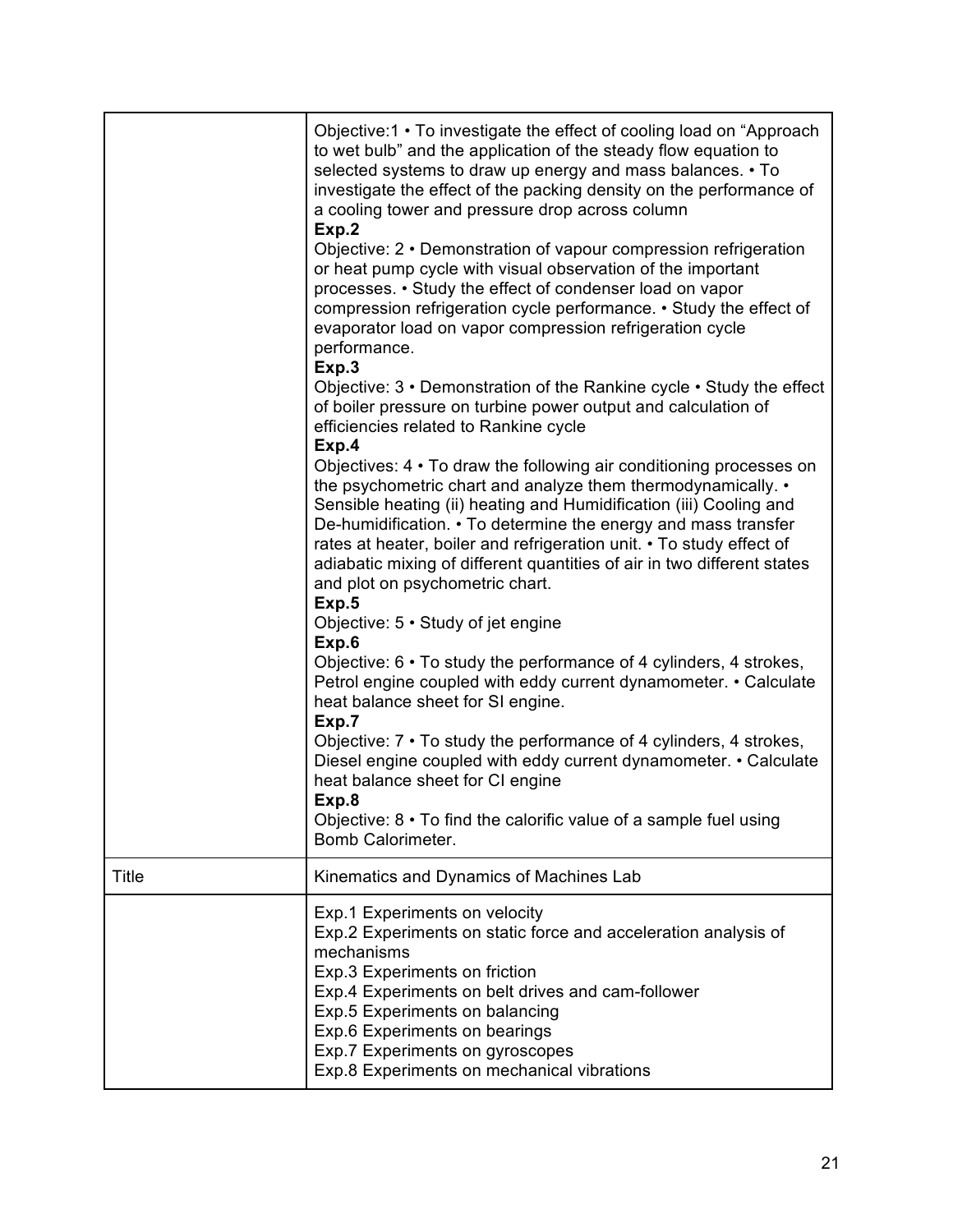| | |
|---|---|
| | Objective:1 • To investigate the effect of cooling load on "Approach to wet bulb" and the application of the steady flow equation to selected systems to draw up energy and mass balances. • To investigate the effect of the packing density on the performance of a cooling tower and pressure drop across column<br>**Exp.2**<br>Objective: 2 • Demonstration of vapour compression refrigeration or heat pump cycle with visual observation of the important processes. • Study the effect of condenser load on vapor compression refrigeration cycle performance. • Study the effect of evaporator load on vapor compression refrigeration cycle performance.<br>**Exp.3**<br>Objective: 3 • Demonstration of the Rankine cycle • Study the effect of boiler pressure on turbine power output and calculation of efficiencies related to Rankine cycle<br>**Exp.4**<br>Objectives: 4 • To draw the following air conditioning processes on the psychometric chart and analyze them thermodynamically. • Sensible heating (ii) heating and Humidification (iii) Cooling and De-humidification. • To determine the energy and mass transfer rates at heater, boiler and refrigeration unit. • To study effect of adiabatic mixing of different quantities of air in two different states and plot on psychometric chart.<br>**Exp.5**<br>Objective: 5 • Study of jet engine<br>**Exp.6**<br>Objective: 6 • To study the performance of 4 cylinders, 4 strokes, Petrol engine coupled with eddy current dynamometer. • Calculate heat balance sheet for SI engine.<br>**Exp.7**<br>Objective: 7 • To study the performance of 4 cylinders, 4 strokes, Diesel engine coupled with eddy current dynamometer. • Calculate heat balance sheet for CI engine<br>**Exp.8**<br>Objective: 8 • To find the calorific value of a sample fuel using Bomb Calorimeter. |
| Title | Kinematics and Dynamics of Machines Lab |
| | Exp.1 Experiments on velocity<br>Exp.2 Experiments on static force and acceleration analysis of mechanisms<br>Exp.3 Experiments on friction<br>Exp.4 Experiments on belt drives and cam-follower<br>Exp.5 Experiments on balancing<br>Exp.6 Experiments on bearings<br>Exp.7 Experiments on gyroscopes<br>Exp.8 Experiments on mechanical vibrations |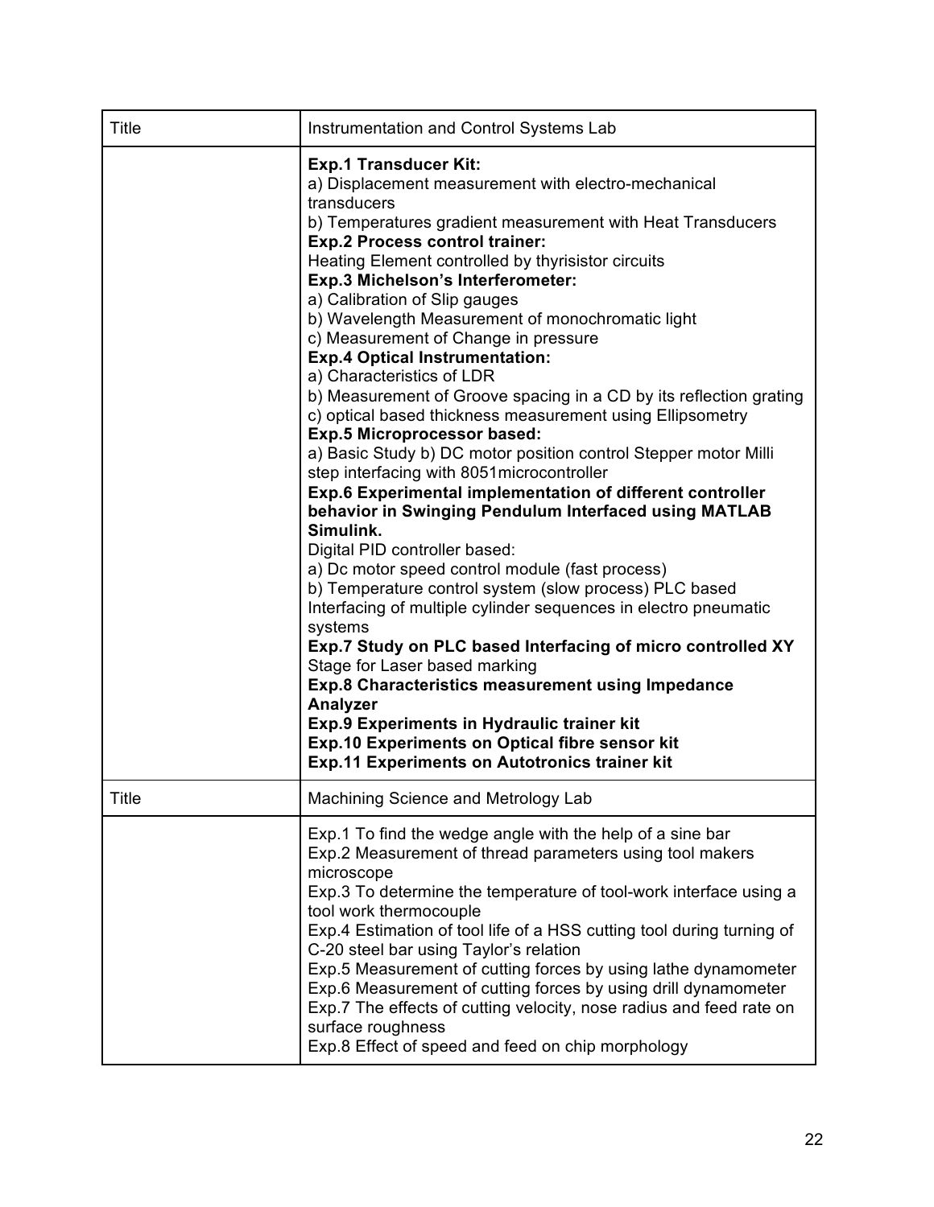| Title | Instrumentation and Control Systems Lab |
| --- | --- |
| | **Exp.1 Transducer Kit:**<br>a) Displacement measurement with electro-mechanical transducers<br>b) Temperatures gradient measurement with Heat Transducers<br>**Exp.2 Process control trainer:**<br>Heating Element controlled by thyrisistor circuits<br>**Exp.3 Michelson's Interferometer:**<br>a) Calibration of Slip gauges<br>b) Wavelength Measurement of monochromatic light<br>c) Measurement of Change in pressure<br>**Exp.4 Optical Instrumentation:**<br>a) Characteristics of LDR<br>b) Measurement of Groove spacing in a CD by its reflection grating<br>c) optical based thickness measurement using Ellipsometry<br>**Exp.5 Microprocessor based:**<br>a) Basic Study b) DC motor position control Stepper motor Milli step interfacing with 8051microcontroller<br>**Exp.6 Experimental implementation of different controller behavior in Swinging Pendulum Interfaced using MATLAB Simulink.**<br>Digital PID controller based:<br>a) Dc motor speed control module (fast process)<br>b) Temperature control system (slow process) PLC based Interfacing of multiple cylinder sequences in electro pneumatic systems<br>**Exp.7 Study on PLC based Interfacing of micro controlled XY** Stage for Laser based marking<br>**Exp.8 Characteristics measurement using Impedance Analyzer**<br>**Exp.9 Experiments in Hydraulic trainer kit**<br>**Exp.10 Experiments on Optical fibre sensor kit**<br>**Exp.11 Experiments on Autotronics trainer kit** |
| Title | Machining Science and Metrology Lab |
| | Exp.1 To find the wedge angle with the help of a sine bar<br>Exp.2 Measurement of thread parameters using tool makers microscope<br>Exp.3 To determine the temperature of tool-work interface using a tool work thermocouple<br>Exp.4 Estimation of tool life of a HSS cutting tool during turning of C-20 steel bar using Taylor's relation<br>Exp.5 Measurement of cutting forces by using lathe dynamometer<br>Exp.6 Measurement of cutting forces by using drill dynamometer<br>Exp.7 The effects of cutting velocity, nose radius and feed rate on surface roughness<br>Exp.8 Effect of speed and feed on chip morphology |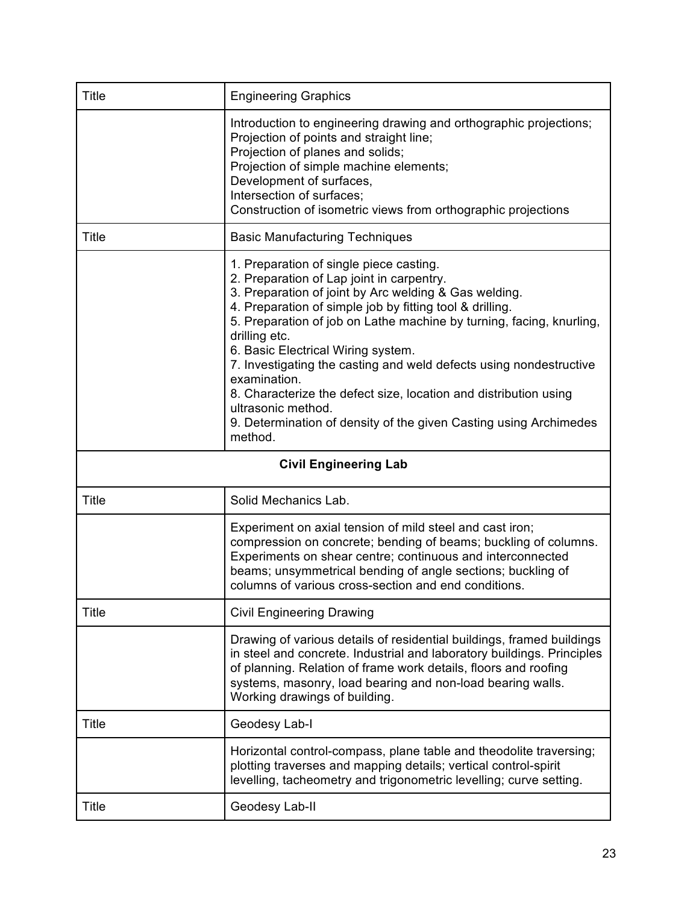| Title | Engineering Graphics |
| --- | --- |
| | Introduction to engineering drawing and orthographic projections;<br>Projection of points and straight line;<br>Projection of planes and solids;<br>Projection of simple machine elements;<br>Development of surfaces,<br>Intersection of surfaces;<br>Construction of isometric views from orthographic projections |
| Title | Basic Manufacturing Techniques |
| | 1. Preparation of single piece casting.<br>2. Preparation of Lap joint in carpentry.<br>3. Preparation of joint by Arc welding & Gas welding.<br>4. Preparation of simple job by fitting tool & drilling.<br>5. Preparation of job on Lathe machine by turning, facing, knurling, drilling etc.<br>6. Basic Electrical Wiring system.<br>7. Investigating the casting and weld defects using nondestructive examination.<br>8. Characterize the defect size, location and distribution using ultrasonic method.<br>9. Determination of density of the given Casting using Archimedes method. |
| **Civil Engineering Lab** | |
| Title | Solid Mechanics Lab. |
| | Experiment on axial tension of mild steel and cast iron; compression on concrete; bending of beams; buckling of columns. Experiments on shear centre; continuous and interconnected beams; unsymmetrical bending of angle sections; buckling of columns of various cross-section and end conditions. |
| Title | Civil Engineering Drawing |
| | Drawing of various details of residential buildings, framed buildings in steel and concrete. Industrial and laboratory buildings. Principles of planning. Relation of frame work details, floors and roofing systems, masonry, load bearing and non-load bearing walls. Working drawings of building. |
| Title | Geodesy Lab-I |
| | Horizontal control-compass, plane table and theodolite traversing; plotting traverses and mapping details; vertical control-spirit levelling, tacheometry and trigonometric levelling; curve setting. |
| Title | Geodesy Lab-II |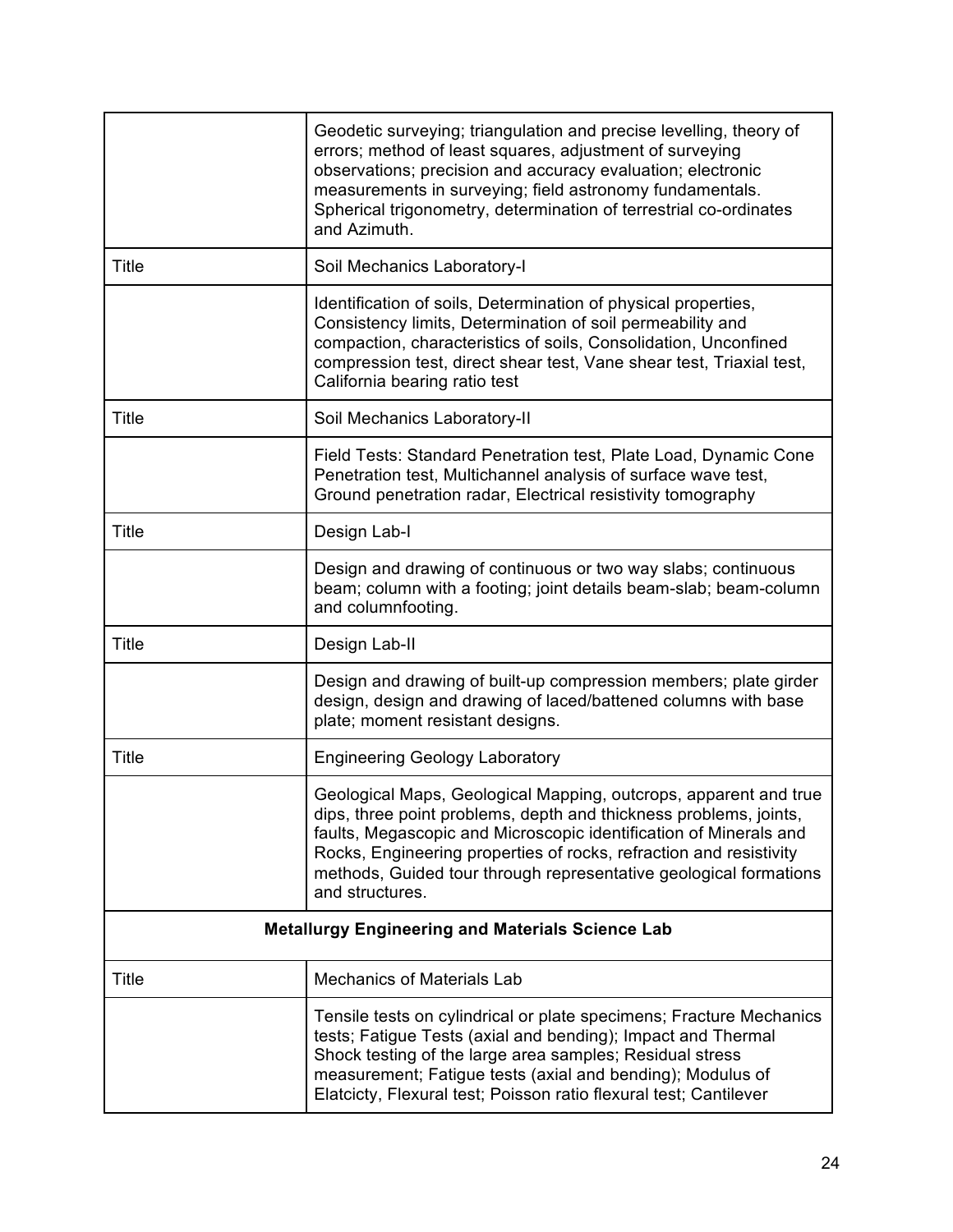| | |
|---|---|
| | Geodetic surveying; triangulation and precise levelling, theory of errors; method of least squares, adjustment of surveying observations; precision and accuracy evaluation; electronic measurements in surveying; field astronomy fundamentals. Spherical trigonometry, determination of terrestrial co-ordinates and Azimuth. |
| Title | Soil Mechanics Laboratory-I |
| | Identification of soils, Determination of physical properties, Consistency limits, Determination of soil permeability and compaction, characteristics of soils, Consolidation, Unconfined compression test, direct shear test, Vane shear test, Triaxial test, California bearing ratio test |
| Title | Soil Mechanics Laboratory-II |
| | Field Tests: Standard Penetration test, Plate Load, Dynamic Cone Penetration test, Multichannel analysis of surface wave test, Ground penetration radar, Electrical resistivity tomography |
| Title | Design Lab-I |
| | Design and drawing of continuous or two way slabs; continuous beam; column with a footing; joint details beam-slab; beam-column and columnfooting. |
| Title | Design Lab-II |
| | Design and drawing of built-up compression members; plate girder design, design and drawing of laced/battened columns with base plate; moment resistant designs. |
| Title | Engineering Geology Laboratory |
| | Geological Maps, Geological Mapping, outcrops, apparent and true dips, three point problems, depth and thickness problems, joints, faults, Megascopic and Microscopic identification of Minerals and Rocks, Engineering properties of rocks, refraction and resistivity methods, Guided tour through representative geological formations and structures. |
| **Metallurgy Engineering and Materials Science Lab** | |
| Title | Mechanics of Materials Lab |
| | Tensile tests on cylindrical or plate specimens; Fracture Mechanics tests; Fatigue Tests (axial and bending); Impact and Thermal Shock testing of the large area samples; Residual stress measurement; Fatigue tests (axial and bending); Modulus of Elatcicty, Flexural test; Poisson ratio flexural test; Cantilever |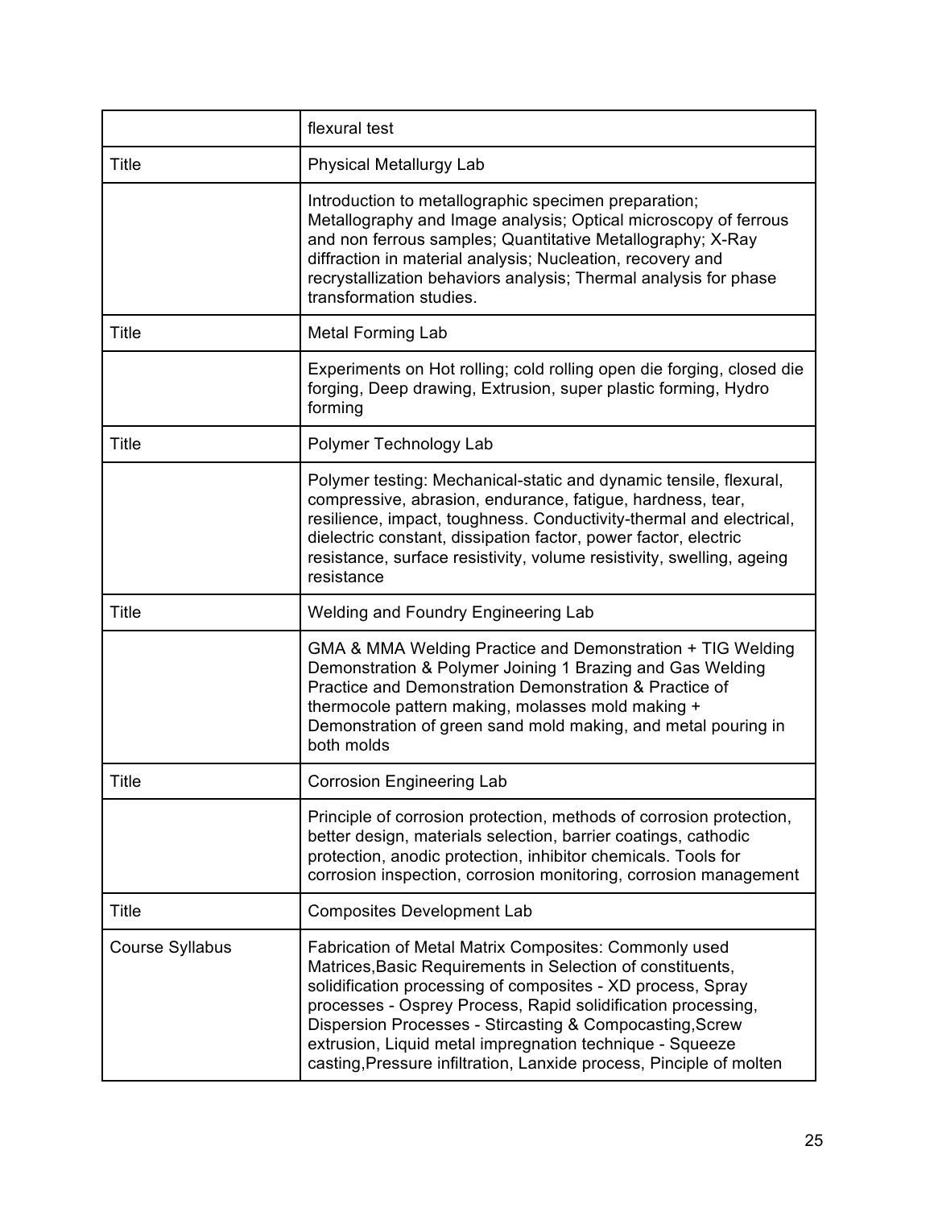| | |
|---|---|
| | flexural test |
| Title | Physical Metallurgy Lab |
| | Introduction to metallographic specimen preparation; Metallography and Image analysis; Optical microscopy of ferrous and non ferrous samples; Quantitative Metallography; X-Ray diffraction in material analysis; Nucleation, recovery and recrystallization behaviors analysis; Thermal analysis for phase transformation studies. |
| Title | Metal Forming Lab |
| | Experiments on Hot rolling; cold rolling open die forging, closed die forging, Deep drawing, Extrusion, super plastic forming, Hydro forming |
| Title | Polymer Technology Lab |
| | Polymer testing: Mechanical-static and dynamic tensile, flexural, compressive, abrasion, endurance, fatigue, hardness, tear, resilience, impact, toughness. Conductivity-thermal and electrical, dielectric constant, dissipation factor, power factor, electric resistance, surface resistivity, volume resistivity, swelling, ageing resistance |
| Title | Welding and Foundry Engineering Lab |
| | GMA & MMA Welding Practice and Demonstration + TIG Welding Demonstration & Polymer Joining 1 Brazing and Gas Welding Practice and Demonstration Demonstration & Practice of thermocole pattern making, molasses mold making + Demonstration of green sand mold making, and metal pouring in both molds |
| Title | Corrosion Engineering Lab |
| | Principle of corrosion protection, methods of corrosion protection, better design, materials selection, barrier coatings, cathodic protection, anodic protection, inhibitor chemicals. Tools for corrosion inspection, corrosion monitoring, corrosion management |
| Title | Composites Development Lab |
| Course Syllabus | Fabrication of Metal Matrix Composites: Commonly used Matrices,Basic Requirements in Selection of constituents, solidification processing of composites - XD process, Spray processes - Osprey Process, Rapid solidification processing, Dispersion Processes - Stircasting & Compocasting,Screw extrusion, Liquid metal impregnation technique - Squeeze casting,Pressure infiltration, Lanxide process, Pinciple of molten |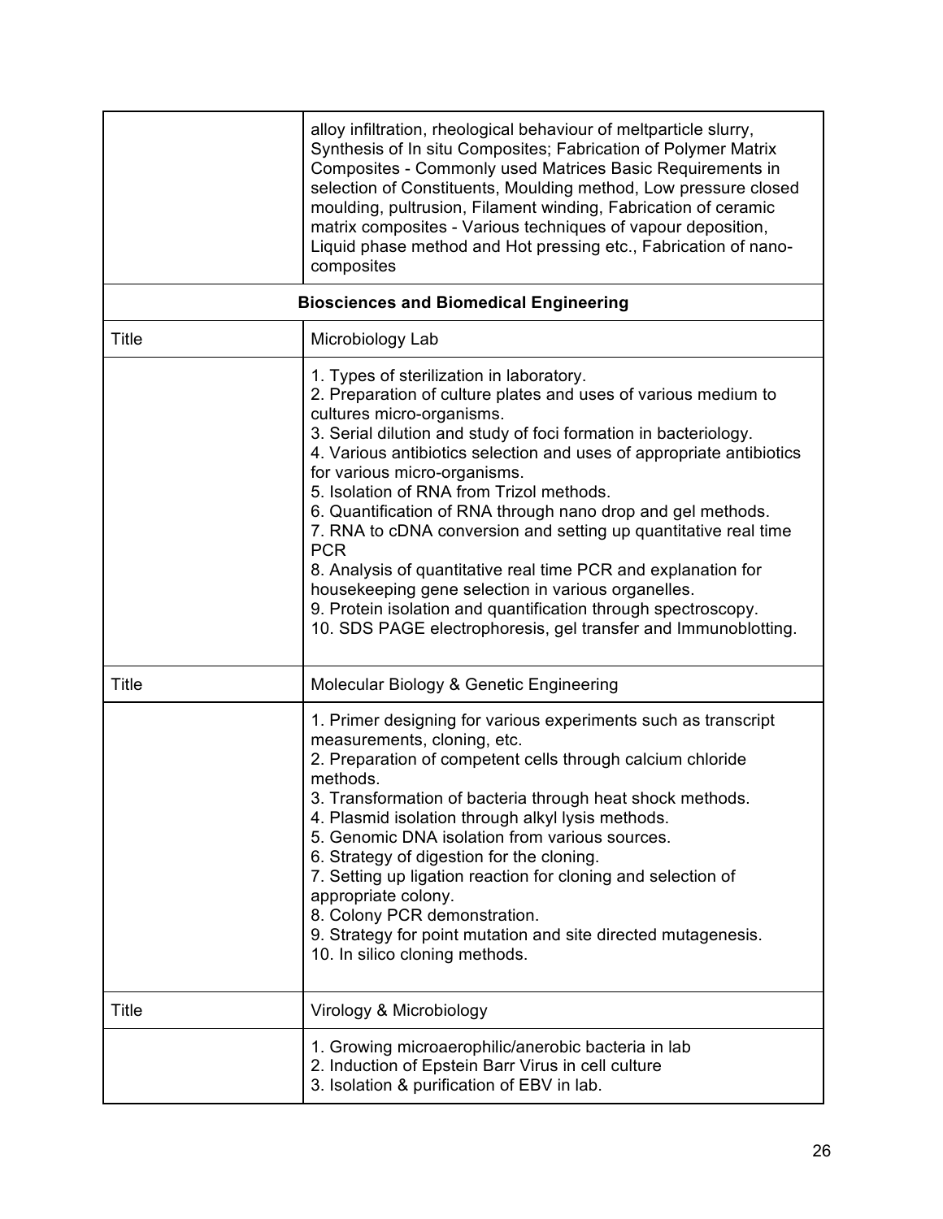| | |
|---|---|
| | alloy infiltration, rheological behaviour of meltparticle slurry, Synthesis of In situ Composites; Fabrication of Polymer Matrix Composites - Commonly used Matrices Basic Requirements in selection of Constituents, Moulding method, Low pressure closed moulding, pultrusion, Filament winding, Fabrication of ceramic matrix composites - Various techniques of vapour deposition, Liquid phase method and Hot pressing etc., Fabrication of nano-composites |
| **Biosciences and Biomedical Engineering** | |
| Title | Microbiology Lab |
| | 1. Types of sterilization in laboratory.<br>2. Preparation of culture plates and uses of various medium to cultures micro-organisms.<br>3. Serial dilution and study of foci formation in bacteriology.<br>4. Various antibiotics selection and uses of appropriate antibiotics for various micro-organisms.<br>5. Isolation of RNA from Trizol methods.<br>6. Quantification of RNA through nano drop and gel methods.<br>7. RNA to cDNA conversion and setting up quantitative real time PCR<br>8. Analysis of quantitative real time PCR and explanation for housekeeping gene selection in various organelles.<br>9. Protein isolation and quantification through spectroscopy.<br>10. SDS PAGE electrophoresis, gel transfer and Immunoblotting. |
| Title | Molecular Biology & Genetic Engineering |
| | 1. Primer designing for various experiments such as transcript measurements, cloning, etc.<br>2. Preparation of competent cells through calcium chloride methods.<br>3. Transformation of bacteria through heat shock methods.<br>4. Plasmid isolation through alkyl lysis methods.<br>5. Genomic DNA isolation from various sources.<br>6. Strategy of digestion for the cloning.<br>7. Setting up ligation reaction for cloning and selection of appropriate colony.<br>8. Colony PCR demonstration.<br>9. Strategy for point mutation and site directed mutagenesis.<br>10. In silico cloning methods. |
| Title | Virology & Microbiology |
| | 1. Growing microaerophilic/anerobic bacteria in lab<br>2. Induction of Epstein Barr Virus in cell culture<br>3. Isolation & purification of EBV in lab. |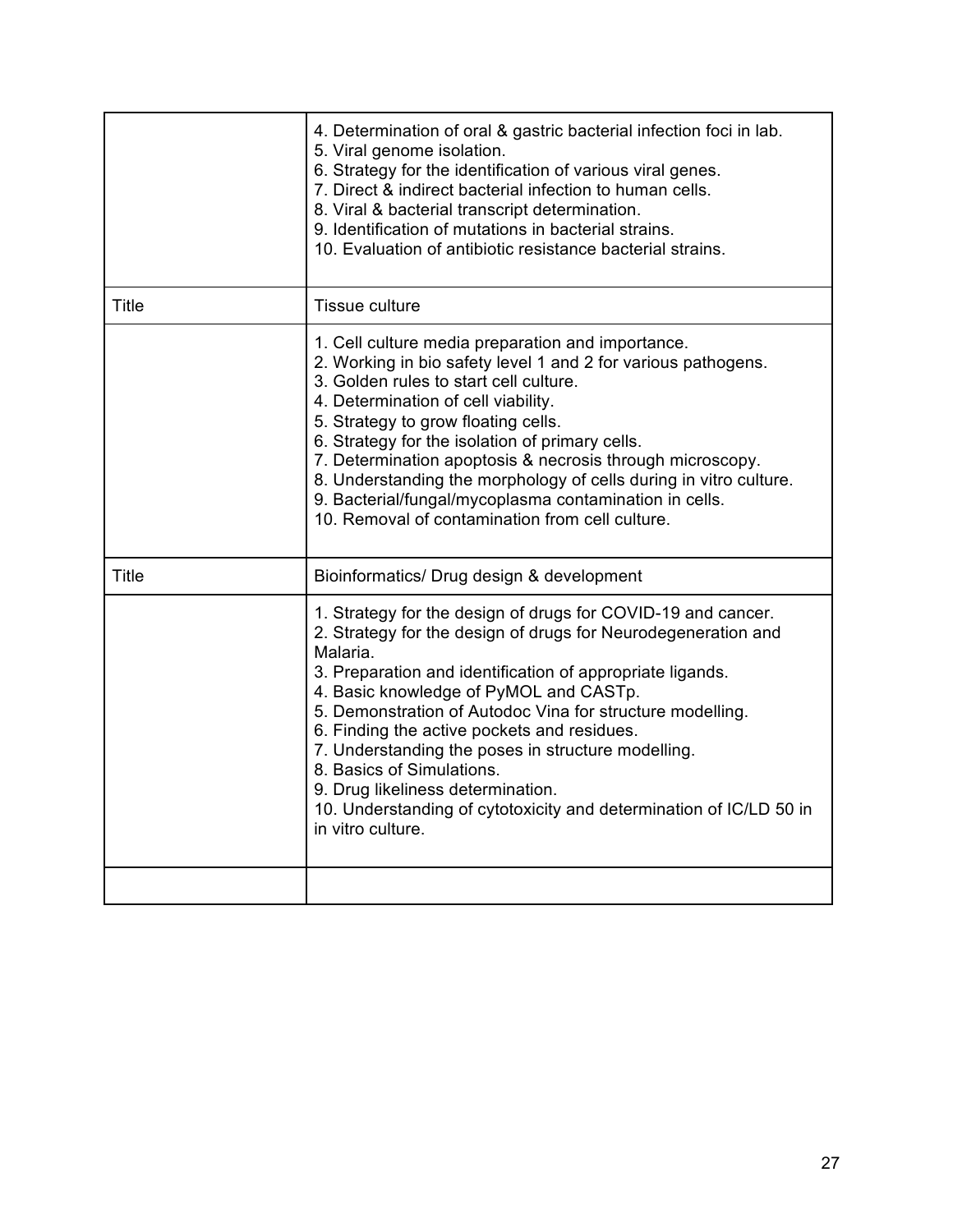| | |
|---|---|
| | 4. Determination of oral & gastric bacterial infection foci in lab.<br>5. Viral genome isolation.<br>6. Strategy for the identification of various viral genes.<br>7. Direct & indirect bacterial infection to human cells.<br>8. Viral & bacterial transcript determination.<br>9. Identification of mutations in bacterial strains.<br>10. Evaluation of antibiotic resistance bacterial strains. |
| Title | Tissue culture |
| | 1. Cell culture media preparation and importance.<br>2. Working in bio safety level 1 and 2 for various pathogens.<br>3. Golden rules to start cell culture.<br>4. Determination of cell viability.<br>5. Strategy to grow floating cells.<br>6. Strategy for the isolation of primary cells.<br>7. Determination apoptosis & necrosis through microscopy.<br>8. Understanding the morphology of cells during in vitro culture.<br>9. Bacterial/fungal/mycoplasma contamination in cells.<br>10. Removal of contamination from cell culture. |
| Title | Bioinformatics/ Drug design & development |
| | 1. Strategy for the design of drugs for COVID-19 and cancer.<br>2. Strategy for the design of drugs for Neurodegeneration and Malaria.<br>3. Preparation and identification of appropriate ligands.<br>4. Basic knowledge of PyMOL and CASTp.<br>5. Demonstration of Autodoc Vina for structure modelling.<br>6. Finding the active pockets and residues.<br>7. Understanding the poses in structure modelling.<br>8. Basics of Simulations.<br>9. Drug likeliness determination.<br>10. Understanding of cytotoxicity and determination of IC/LD 50 in in vitro culture. |
| | |